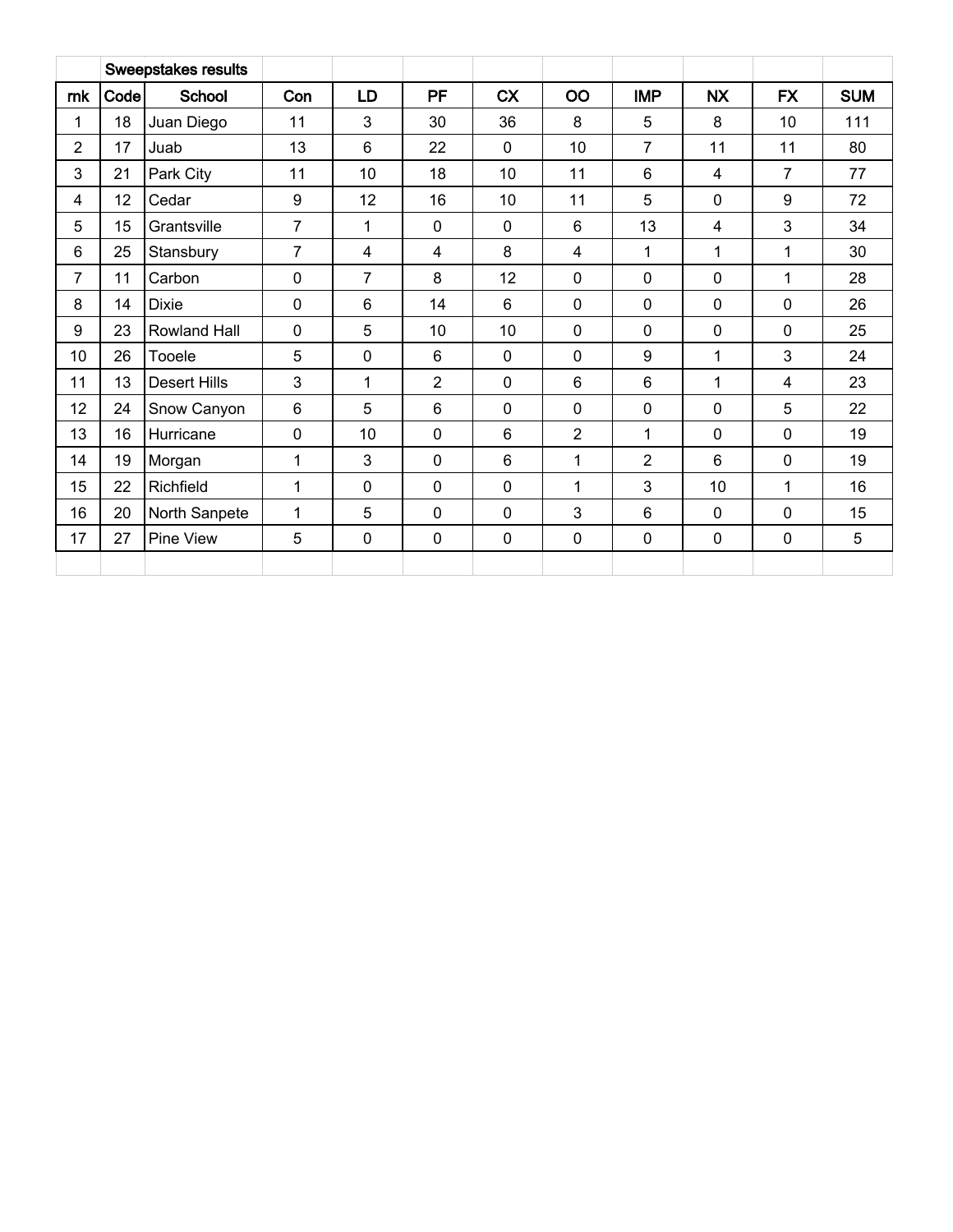## Sweepstakes results

| rnk | Code | School | Con | LD | PF | CX | OO | IMP | NX | FX | SUM |
|---|---|---|---|---|---|---|---|---|---|---|---|
| 1 | 18 | Juan Diego | 11 | 3 | 30 | 36 | 8 | 5 | 8 | 10 | 111 |
| 2 | 17 | Juab | 13 | 6 | 22 | 0 | 10 | 7 | 11 | 11 | 80 |
| 3 | 21 | Park City | 11 | 10 | 18 | 10 | 11 | 6 | 4 | 7 | 77 |
| 4 | 12 | Cedar | 9 | 12 | 16 | 10 | 11 | 5 | 0 | 9 | 72 |
| 5 | 15 | Grantsville | 7 | 1 | 0 | 0 | 6 | 13 | 4 | 3 | 34 |
| 6 | 25 | Stansbury | 7 | 4 | 4 | 8 | 4 | 1 | 1 | 1 | 30 |
| 7 | 11 | Carbon | 0 | 7 | 8 | 12 | 0 | 0 | 0 | 1 | 28 |
| 8 | 14 | Dixie | 0 | 6 | 14 | 6 | 0 | 0 | 0 | 0 | 26 |
| 9 | 23 | Rowland Hall | 0 | 5 | 10 | 10 | 0 | 0 | 0 | 0 | 25 |
| 10 | 26 | Tooele | 5 | 0 | 6 | 0 | 0 | 9 | 1 | 3 | 24 |
| 11 | 13 | Desert Hills | 3 | 1 | 2 | 0 | 6 | 6 | 1 | 4 | 23 |
| 12 | 24 | Snow Canyon | 6 | 5 | 6 | 0 | 0 | 0 | 0 | 5 | 22 |
| 13 | 16 | Hurricane | 0 | 10 | 0 | 6 | 2 | 1 | 0 | 0 | 19 |
| 14 | 19 | Morgan | 1 | 3 | 0 | 6 | 1 | 2 | 6 | 0 | 19 |
| 15 | 22 | Richfield | 1 | 0 | 0 | 0 | 1 | 3 | 10 | 1 | 16 |
| 16 | 20 | North Sanpete | 1 | 5 | 0 | 0 | 3 | 6 | 0 | 0 | 15 |
| 17 | 27 | Pine View | 5 | 0 | 0 | 0 | 0 | 0 | 0 | 0 | 5 |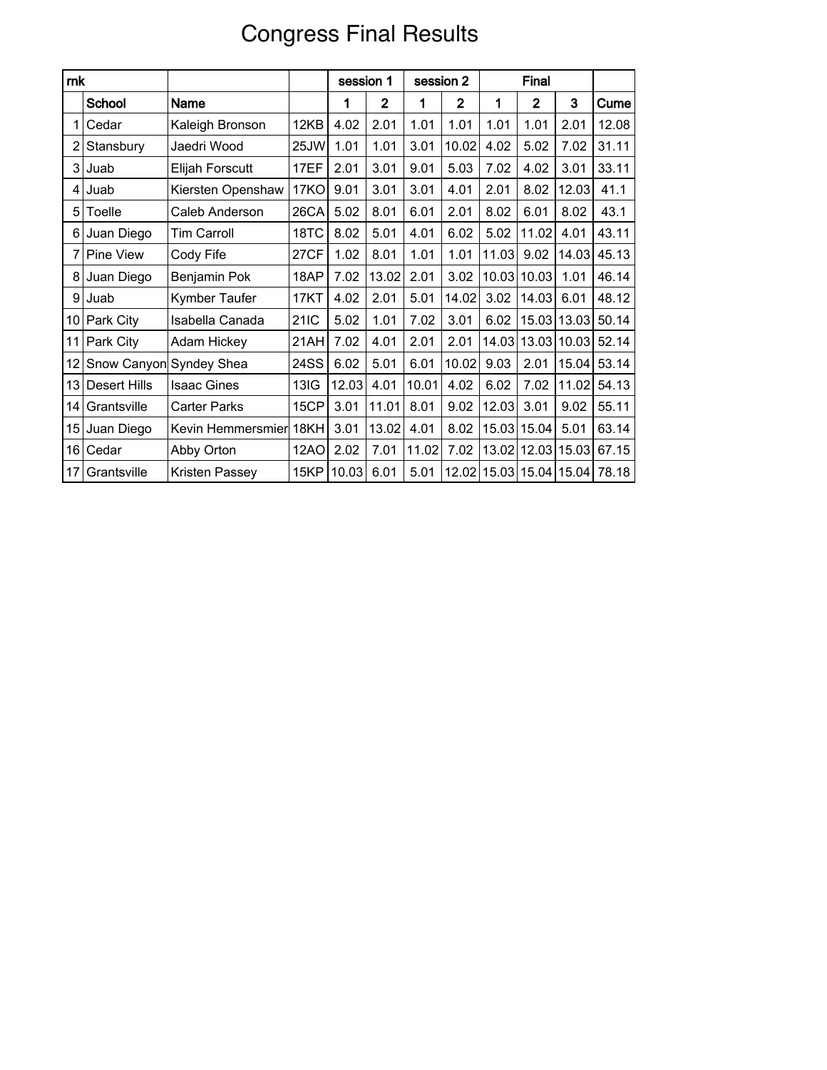# Congress Final Results

| rnk | | | | session 1 | | session 2 | | Final | | | |
|---|---|---|---|---|---|---|---|---|---|---|---|
| | School | Name | | 1 | 2 | 1 | 2 | 1 | 2 | 3 | Cume |
| 1 | Cedar | Kaleigh Bronson | 12KB | 4.02 | 2.01 | 1.01 | 1.01 | 1.01 | 1.01 | 2.01 | 12.08 |
| 2 | Stansbury | Jaedri Wood | 25JW | 1.01 | 1.01 | 3.01 | 10.02 | 4.02 | 5.02 | 7.02 | 31.11 |
| 3 | Juab | Elijah Forscutt | 17EF | 2.01 | 3.01 | 9.01 | 5.03 | 7.02 | 4.02 | 3.01 | 33.11 |
| 4 | Juab | Kiersten Openshaw | 17KO | 9.01 | 3.01 | 3.01 | 4.01 | 2.01 | 8.02 | 12.03 | 41.1 |
| 5 | Toelle | Caleb Anderson | 26CA | 5.02 | 8.01 | 6.01 | 2.01 | 8.02 | 6.01 | 8.02 | 43.1 |
| 6 | Juan Diego | Tim Carroll | 18TC | 8.02 | 5.01 | 4.01 | 6.02 | 5.02 | 11.02 | 4.01 | 43.11 |
| 7 | Pine View | Cody Fife | 27CF | 1.02 | 8.01 | 1.01 | 1.01 | 11.03 | 9.02 | 14.03 | 45.13 |
| 8 | Juan Diego | Benjamin Pok | 18AP | 7.02 | 13.02 | 2.01 | 3.02 | 10.03 | 10.03 | 1.01 | 46.14 |
| 9 | Juab | Kymber Taufer | 17KT | 4.02 | 2.01 | 5.01 | 14.02 | 3.02 | 14.03 | 6.01 | 48.12 |
| 10 | Park City | Isabella Canada | 21IC | 5.02 | 1.01 | 7.02 | 3.01 | 6.02 | 15.03 | 13.03 | 50.14 |
| 11 | Park City | Adam Hickey | 21AH | 7.02 | 4.01 | 2.01 | 2.01 | 14.03 | 13.03 | 10.03 | 52.14 |
| 12 | Snow Canyon | Syndey Shea | 24SS | 6.02 | 5.01 | 6.01 | 10.02 | 9.03 | 2.01 | 15.04 | 53.14 |
| 13 | Desert Hills | Isaac Gines | 13IG | 12.03 | 4.01 | 10.01 | 4.02 | 6.02 | 7.02 | 11.02 | 54.13 |
| 14 | Grantsville | Carter Parks | 15CP | 3.01 | 11.01 | 8.01 | 9.02 | 12.03 | 3.01 | 9.02 | 55.11 |
| 15 | Juan Diego | Kevin Hemmersmier | 18KH | 3.01 | 13.02 | 4.01 | 8.02 | 15.03 | 15.04 | 5.01 | 63.14 |
| 16 | Cedar | Abby Orton | 12AO | 2.02 | 7.01 | 11.02 | 7.02 | 13.02 | 12.03 | 15.03 | 67.15 |
| 17 | Grantsville | Kristen Passey | 15KP | 10.03 | 6.01 | 5.01 | 12.02 | 15.03 | 15.04 | 15.04 | 78.18 |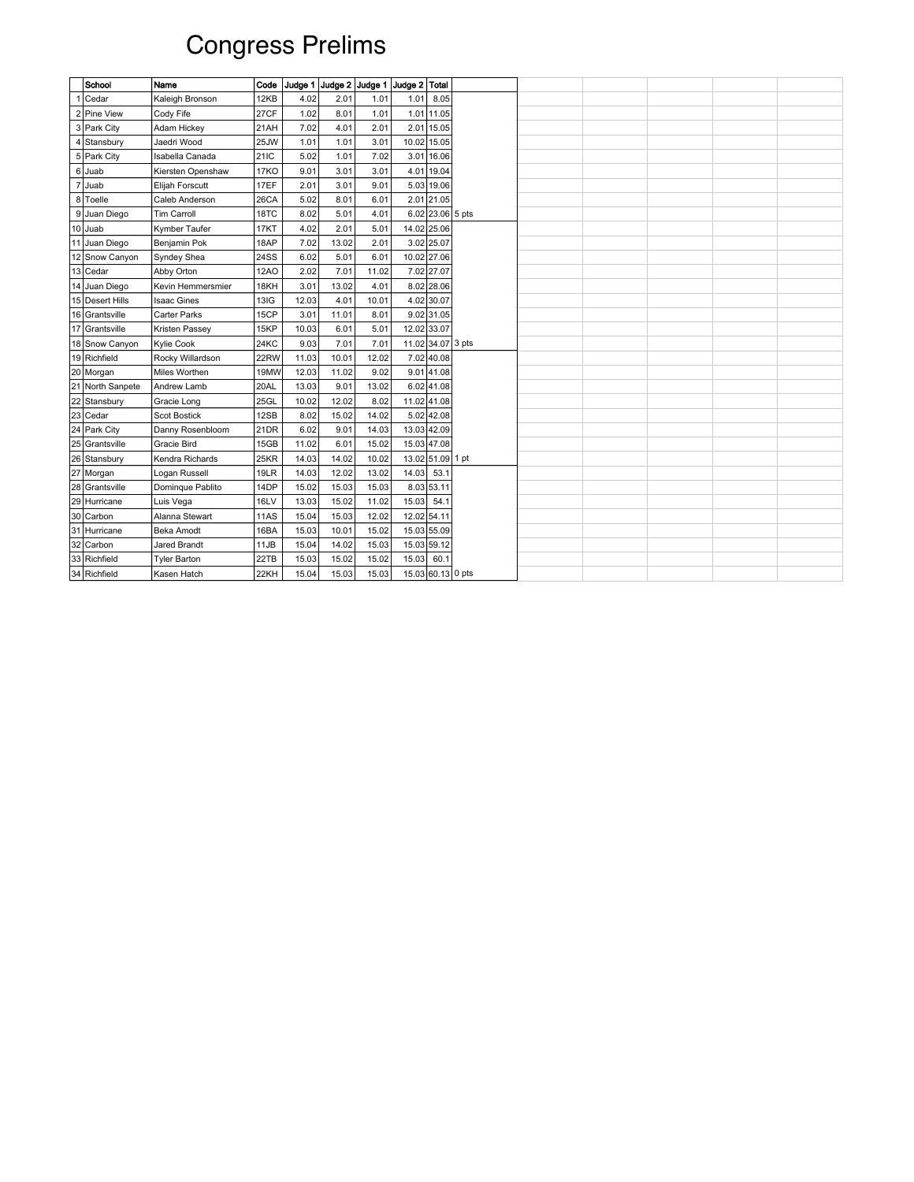# Congress Prelims

| | School | Name | Code | Judge 1 | Judge 2 | Judge 1 | Judge 2 | Total | |
|---|---|---|---|---|---|---|---|---|---|
| 1 | Cedar | Kaleigh Bronson | 12KB | 4.02 | 2.01 | 1.01 | 1.01 | 8.05 | |
| 2 | Pine View | Cody Fife | 27CF | 1.02 | 8.01 | 1.01 | 1.01 | 11.05 | |
| 3 | Park City | Adam Hickey | 21AH | 7.02 | 4.01 | 2.01 | 2.01 | 15.05 | |
| 4 | Stansbury | Jaedri Wood | 25JW | 1.01 | 1.01 | 3.01 | 10.02 | 15.05 | |
| 5 | Park City | Isabella Canada | 21IC | 5.02 | 1.01 | 7.02 | 3.01 | 16.06 | |
| 6 | Juab | Kiersten Openshaw | 17KO | 9.01 | 3.01 | 3.01 | 4.01 | 19.04 | |
| 7 | Juab | Elijah Forscutt | 17EF | 2.01 | 3.01 | 9.01 | 5.03 | 19.06 | |
| 8 | Toelle | Caleb Anderson | 26CA | 5.02 | 8.01 | 6.01 | 2.01 | 21.05 | |
| 9 | Juan Diego | Tim Carroll | 18TC | 8.02 | 5.01 | 4.01 | 6.02 | 23.06 | 5 pts |
| 10 | Juab | Kymber Taufer | 17KT | 4.02 | 2.01 | 5.01 | 14.02 | 25.06 | |
| 11 | Juan Diego | Benjamin Pok | 18AP | 7.02 | 13.02 | 2.01 | 3.02 | 25.07 | |
| 12 | Snow Canyon | Syndey Shea | 24SS | 6.02 | 5.01 | 6.01 | 10.02 | 27.06 | |
| 13 | Cedar | Abby Orton | 12AO | 2.02 | 7.01 | 11.02 | 7.02 | 27.07 | |
| 14 | Juan Diego | Kevin Hemmersmier | 18KH | 3.01 | 13.02 | 4.01 | 8.02 | 28.06 | |
| 15 | Desert Hills | Isaac Gines | 13IG | 12.03 | 4.01 | 10.01 | 4.02 | 30.07 | |
| 16 | Grantsville | Carter Parks | 15CP | 3.01 | 11.01 | 8.01 | 9.02 | 31.05 | |
| 17 | Grantsville | Kristen Passey | 15KP | 10.03 | 6.01 | 5.01 | 12.02 | 33.07 | |
| 18 | Snow Canyon | Kylie Cook | 24KC | 9.03 | 7.01 | 7.01 | 11.02 | 34.07 | 3 pts |
| 19 | Richfield | Rocky Willardson | 22RW | 11.03 | 10.01 | 12.02 | 7.02 | 40.08 | |
| 20 | Morgan | Miles Worthen | 19MW | 12.03 | 11.02 | 9.02 | 9.01 | 41.08 | |
| 21 | North Sanpete | Andrew Lamb | 20AL | 13.03 | 9.01 | 13.02 | 6.02 | 41.08 | |
| 22 | Stansbury | Gracie Long | 25GL | 10.02 | 12.02 | 8.02 | 11.02 | 41.08 | |
| 23 | Cedar | Scot Bostick | 12SB | 8.02 | 15.02 | 14.02 | 5.02 | 42.08 | |
| 24 | Park City | Danny Rosenbloom | 21DR | 6.02 | 9.01 | 14.03 | 13.03 | 42.09 | |
| 25 | Grantsville | Gracie Bird | 15GB | 11.02 | 6.01 | 15.02 | 15.03 | 47.08 | |
| 26 | Stansbury | Kendra Richards | 25KR | 14.03 | 14.02 | 10.02 | 13.02 | 51.09 | 1 pt |
| 27 | Morgan | Logan Russell | 19LR | 14.03 | 12.02 | 13.02 | 14.03 | 53.1 | |
| 28 | Grantsville | Dominque Pablito | 14DP | 15.02 | 15.03 | 15.03 | 8.03 | 53.11 | |
| 29 | Hurricane | Luis Vega | 16LV | 13.03 | 15.02 | 11.02 | 15.03 | 54.1 | |
| 30 | Carbon | Alanna Stewart | 11AS | 15.04 | 15.03 | 12.02 | 12.02 | 54.11 | |
| 31 | Hurricane | Beka Amodt | 16BA | 15.03 | 10.01 | 15.02 | 15.03 | 55.09 | |
| 32 | Carbon | Jared Brandt | 11JB | 15.04 | 14.02 | 15.03 | 15.03 | 59.12 | |
| 33 | Richfield | Tyler Barton | 22TB | 15.03 | 15.02 | 15.02 | 15.03 | 60.1 | |
| 34 | Richfield | Kasen Hatch | 22KH | 15.04 | 15.03 | 15.03 | 15.03 | 60.13 | 0 pts |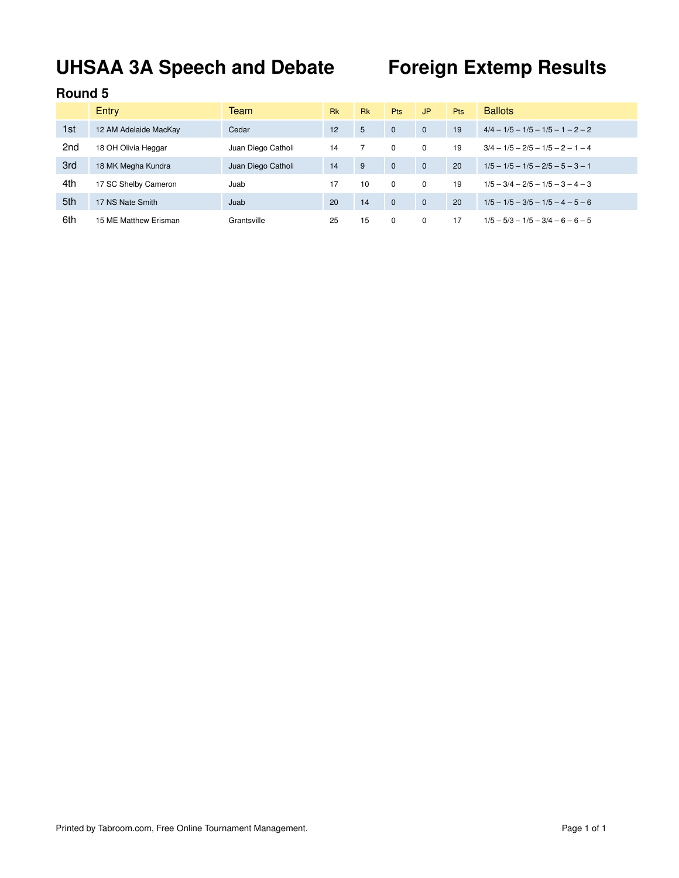# UHSAA 3A Speech and Debate — Foreign Extemp Results

## Round 5

| | Entry | Team | Rk | Rk | Pts | JP | Pts | Ballots |
|---|---|---|---|---|---|---|---|---|
| 1st | 12 AM Adelaide MacKay | Cedar | 12 | 5 | 0 | 0 | 19 | 4/4 – 1/5 – 1/5 – 1/5 – 1 – 2 – 2 |
| 2nd | 18 OH Olivia Heggar | Juan Diego Catholi | 14 | 7 | 0 | 0 | 19 | 3/4 – 1/5 – 2/5 – 1/5 – 2 – 1 – 4 |
| 3rd | 18 MK Megha Kundra | Juan Diego Catholi | 14 | 9 | 0 | 0 | 20 | 1/5 – 1/5 – 1/5 – 2/5 – 5 – 3 – 1 |
| 4th | 17 SC Shelby Cameron | Juab | 17 | 10 | 0 | 0 | 19 | 1/5 – 3/4 – 2/5 – 1/5 – 3 – 4 – 3 |
| 5th | 17 NS Nate Smith | Juab | 20 | 14 | 0 | 0 | 20 | 1/5 – 1/5 – 3/5 – 1/5 – 4 – 5 – 6 |
| 6th | 15 ME Matthew Erisman | Grantsville | 25 | 15 | 0 | 0 | 17 | 1/5 – 5/3 – 1/5 – 3/4 – 6 – 6 – 5 |

Printed by Tabroom.com, Free Online Tournament Management.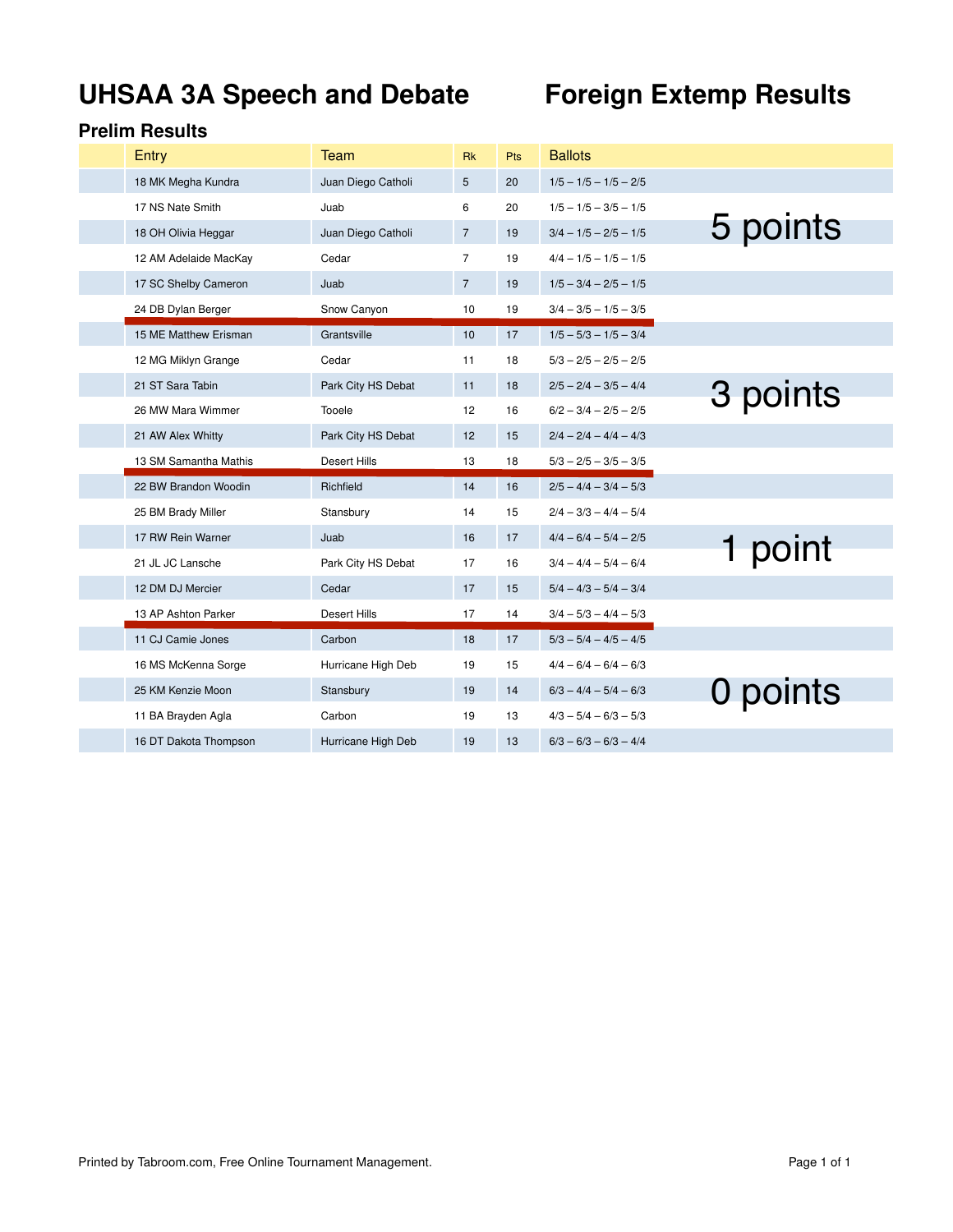# UHSAA 3A Speech and Debate — Foreign Extemp Results

## Prelim Results

| Entry | Team | Rk | Pts | Ballots | |
|---|---|---|---|---|---|
| 18 MK Megha Kundra | Juan Diego Catholi | 5 | 20 | 1/5 – 1/5 – 1/5 – 2/5 | 5 points |
| 17 NS Nate Smith | Juab | 6 | 20 | 1/5 – 1/5 – 3/5 – 1/5 | |
| 18 OH Olivia Heggar | Juan Diego Catholi | 7 | 19 | 3/4 – 1/5 – 2/5 – 1/5 | |
| 12 AM Adelaide MacKay | Cedar | 7 | 19 | 4/4 – 1/5 – 1/5 – 1/5 | |
| 17 SC Shelby Cameron | Juab | 7 | 19 | 1/5 – 3/4 – 2/5 – 1/5 | |
| 24 DB Dylan Berger | Snow Canyon | 10 | 19 | 3/4 – 3/5 – 1/5 – 3/5 | |
| 15 ME Matthew Erisman | Grantsville | 10 | 17 | 1/5 – 5/3 – 1/5 – 3/4 | 3 points |
| 12 MG Miklyn Grange | Cedar | 11 | 18 | 5/3 – 2/5 – 2/5 – 2/5 | |
| 21 ST Sara Tabin | Park City HS Debat | 11 | 18 | 2/5 – 2/4 – 3/5 – 4/4 | |
| 26 MW Mara Wimmer | Tooele | 12 | 16 | 6/2 – 3/4 – 2/5 – 2/5 | |
| 21 AW Alex Whitty | Park City HS Debat | 12 | 15 | 2/4 – 2/4 – 4/4 – 4/3 | |
| 13 SM Samantha Mathis | Desert Hills | 13 | 18 | 5/3 – 2/5 – 3/5 – 3/5 | |
| 22 BW Brandon Woodin | Richfield | 14 | 16 | 2/5 – 4/4 – 3/4 – 5/3 | 1 point |
| 25 BM Brady Miller | Stansbury | 14 | 15 | 2/4 – 3/3 – 4/4 – 5/4 | |
| 17 RW Rein Warner | Juab | 16 | 17 | 4/4 – 6/4 – 5/4 – 2/5 | |
| 21 JL JC Lansche | Park City HS Debat | 17 | 16 | 3/4 – 4/4 – 5/4 – 6/4 | |
| 12 DM DJ Mercier | Cedar | 17 | 15 | 5/4 – 4/3 – 5/4 – 3/4 | |
| 13 AP Ashton Parker | Desert Hills | 17 | 14 | 3/4 – 5/3 – 4/4 – 5/3 | |
| 11 CJ Camie Jones | Carbon | 18 | 17 | 5/3 – 5/4 – 4/5 – 4/5 | 0 points |
| 16 MS McKenna Sorge | Hurricane High Deb | 19 | 15 | 4/4 – 6/4 – 6/4 – 6/3 | |
| 25 KM Kenzie Moon | Stansbury | 19 | 14 | 6/3 – 4/4 – 5/4 – 6/3 | |
| 11 BA Brayden Agla | Carbon | 19 | 13 | 4/3 – 5/4 – 6/3 – 5/3 | |
| 16 DT Dakota Thompson | Hurricane High Deb | 19 | 13 | 6/3 – 6/3 – 6/3 – 4/4 | |

Printed by Tabroom.com, Free Online Tournament Management.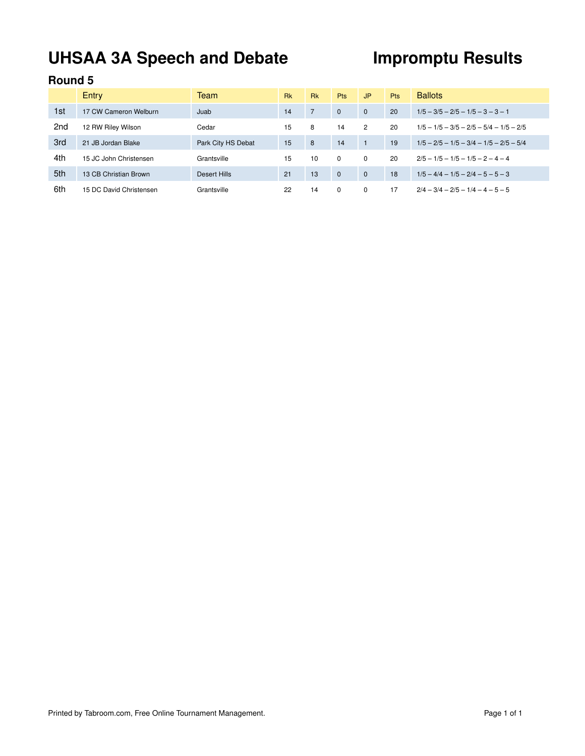# UHSAA 3A Speech and Debate

# Impromptu Results

## Round 5

| | Entry | Team | Rk | Rk | Pts | JP | Pts | Ballots |
|---|---|---|---|---|---|---|---|---|
| 1st | 17 CW Cameron Welburn | Juab | 14 | 7 | 0 | 0 | 20 | 1/5 – 3/5 – 2/5 – 1/5 – 3 – 3 – 1 |
| 2nd | 12 RW Riley Wilson | Cedar | 15 | 8 | 14 | 2 | 20 | 1/5 – 1/5 – 3/5 – 2/5 – 5/4 – 1/5 – 2/5 |
| 3rd | 21 JB Jordan Blake | Park City HS Debat | 15 | 8 | 14 | 1 | 19 | 1/5 – 2/5 – 1/5 – 3/4 – 1/5 – 2/5 – 5/4 |
| 4th | 15 JC John Christensen | Grantsville | 15 | 10 | 0 | 0 | 20 | 2/5 – 1/5 – 1/5 – 1/5 – 2 – 4 – 4 |
| 5th | 13 CB Christian Brown | Desert Hills | 21 | 13 | 0 | 0 | 18 | 1/5 – 4/4 – 1/5 – 2/4 – 5 – 5 – 3 |
| 6th | 15 DC David Christensen | Grantsville | 22 | 14 | 0 | 0 | 17 | 2/4 – 3/4 – 2/5 – 1/4 – 4 – 5 – 5 |

Printed by Tabroom.com, Free Online Tournament Management.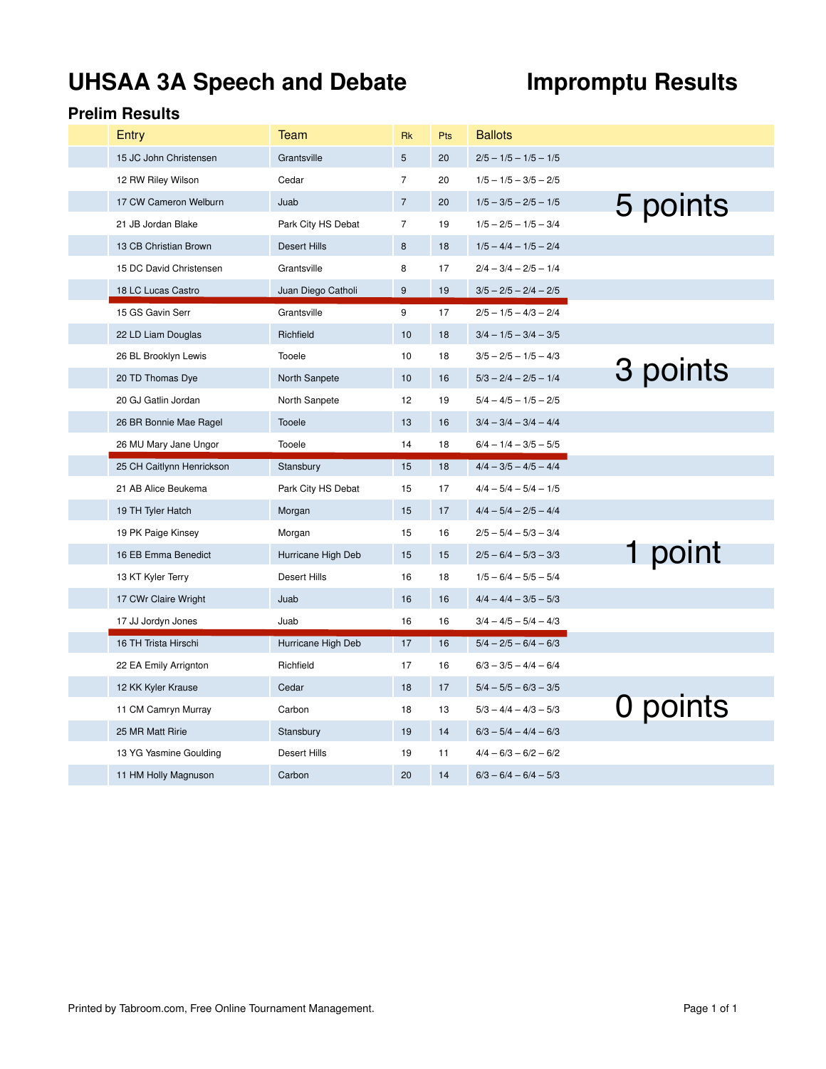# UHSAA 3A Speech and Debate — Impromptu Results

## Prelim Results

| Entry | Team | Rk | Pts | Ballots | |
|---|---|---|---|---|---|
| 15 JC John Christensen | Grantsville | 5 | 20 | 2/5 – 1/5 – 1/5 – 1/5 | 5 points |
| 12 RW Riley Wilson | Cedar | 7 | 20 | 1/5 – 1/5 – 3/5 – 2/5 | |
| 17 CW Cameron Welburn | Juab | 7 | 20 | 1/5 – 3/5 – 2/5 – 1/5 | |
| 21 JB Jordan Blake | Park City HS Debat | 7 | 19 | 1/5 – 2/5 – 1/5 – 3/4 | |
| 13 CB Christian Brown | Desert Hills | 8 | 18 | 1/5 – 4/4 – 1/5 – 2/4 | |
| 15 DC David Christensen | Grantsville | 8 | 17 | 2/4 – 3/4 – 2/5 – 1/4 | |
| 18 LC Lucas Castro | Juan Diego Catholi | 9 | 19 | 3/5 – 2/5 – 2/4 – 2/5 | |
| 15 GS Gavin Serr | Grantsville | 9 | 17 | 2/5 – 1/5 – 4/3 – 2/4 | 3 points |
| 22 LD Liam Douglas | Richfield | 10 | 18 | 3/4 – 1/5 – 3/4 – 3/5 | |
| 26 BL Brooklyn Lewis | Tooele | 10 | 18 | 3/5 – 2/5 – 1/5 – 4/3 | |
| 20 TD Thomas Dye | North Sanpete | 10 | 16 | 5/3 – 2/4 – 2/5 – 1/4 | |
| 20 GJ Gatlin Jordan | North Sanpete | 12 | 19 | 5/4 – 4/5 – 1/5 – 2/5 | |
| 26 BR Bonnie Mae Ragel | Tooele | 13 | 16 | 3/4 – 3/4 – 3/4 – 4/4 | |
| 26 MU Mary Jane Ungor | Tooele | 14 | 18 | 6/4 – 1/4 – 3/5 – 5/5 | |
| 25 CH Caitlynn Henrickson | Stansbury | 15 | 18 | 4/4 – 3/5 – 4/5 – 4/4 | 1 point |
| 21 AB Alice Beukema | Park City HS Debat | 15 | 17 | 4/4 – 5/4 – 5/4 – 1/5 | |
| 19 TH Tyler Hatch | Morgan | 15 | 17 | 4/4 – 5/4 – 2/5 – 4/4 | |
| 19 PK Paige Kinsey | Morgan | 15 | 16 | 2/5 – 5/4 – 5/3 – 3/4 | |
| 16 EB Emma Benedict | Hurricane High Deb | 15 | 15 | 2/5 – 6/4 – 5/3 – 3/3 | |
| 13 KT Kyler Terry | Desert Hills | 16 | 18 | 1/5 – 6/4 – 5/5 – 5/4 | |
| 17 CWr Claire Wright | Juab | 16 | 16 | 4/4 – 4/4 – 3/5 – 5/3 | |
| 17 JJ Jordyn Jones | Juab | 16 | 16 | 3/4 – 4/5 – 5/4 – 4/3 | |
| 16 TH Trista Hirschi | Hurricane High Deb | 17 | 16 | 5/4 – 2/5 – 6/4 – 6/3 | 0 points |
| 22 EA Emily Arrignton | Richfield | 17 | 16 | 6/3 – 3/5 – 4/4 – 6/4 | |
| 12 KK Kyler Krause | Cedar | 18 | 17 | 5/4 – 5/5 – 6/3 – 3/5 | |
| 11 CM Camryn Murray | Carbon | 18 | 13 | 5/3 – 4/4 – 4/3 – 5/3 | |
| 25 MR Matt Ririe | Stansbury | 19 | 14 | 6/3 – 5/4 – 4/4 – 6/3 | |
| 13 YG Yasmine Goulding | Desert Hills | 19 | 11 | 4/4 – 6/3 – 6/2 – 6/2 | |
| 11 HM Holly Magnuson | Carbon | 20 | 14 | 6/3 – 6/4 – 6/4 – 5/3 | |

Printed by Tabroom.com, Free Online Tournament Management.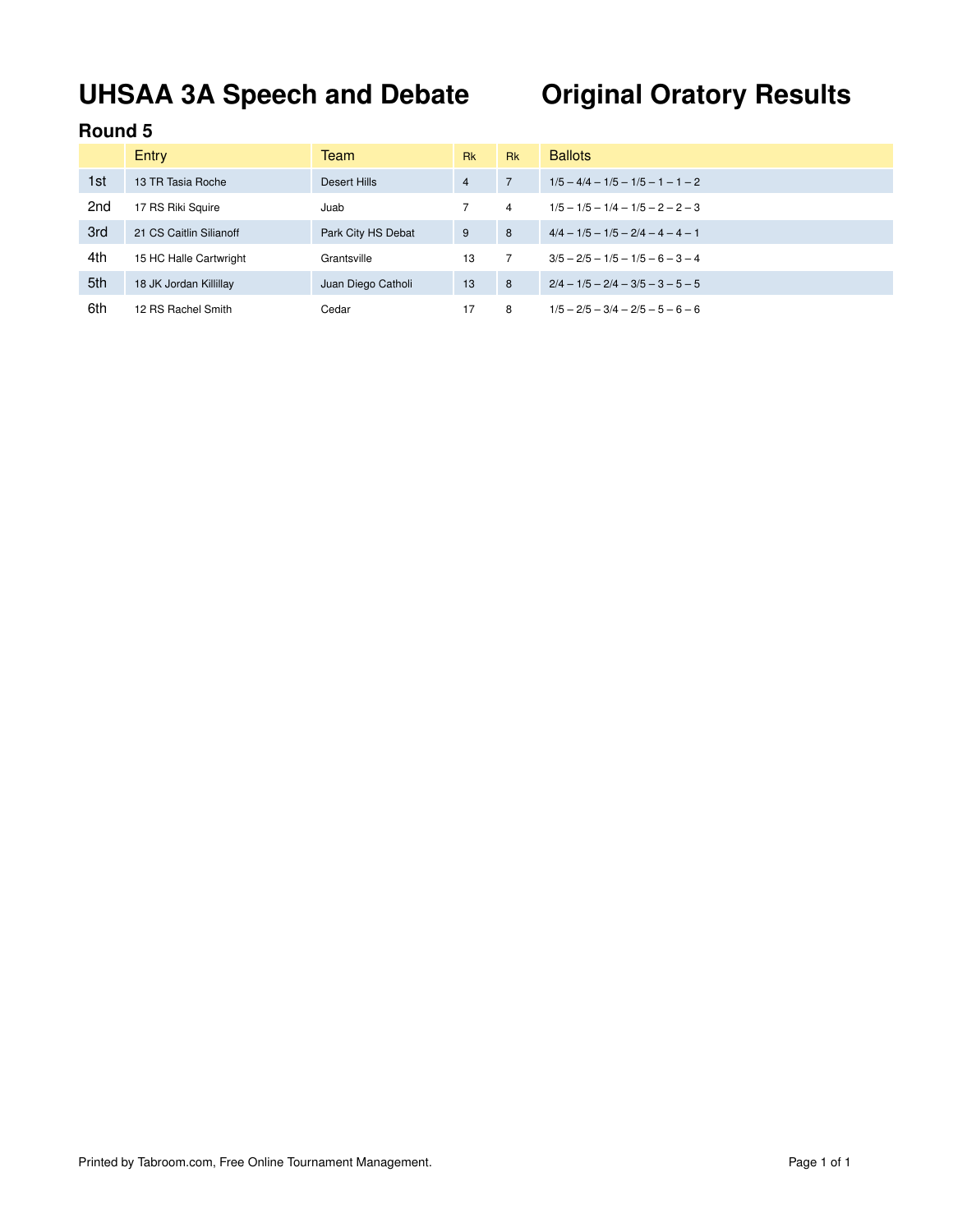# UHSAA 3A Speech and Debate Original Oratory Results

## Round 5

| | Entry | Team | Rk | Rk | Ballots |
|---|---|---|---|---|---|
| 1st | 13 TR Tasia Roche | Desert Hills | 4 | 7 | 1/5 – 4/4 – 1/5 – 1/5 – 1 – 1 – 2 |
| 2nd | 17 RS Riki Squire | Juab | 7 | 4 | 1/5 – 1/5 – 1/4 – 1/5 – 2 – 2 – 3 |
| 3rd | 21 CS Caitlin Silianoff | Park City HS Debat | 9 | 8 | 4/4 – 1/5 – 1/5 – 2/4 – 4 – 4 – 1 |
| 4th | 15 HC Halle Cartwright | Grantsville | 13 | 7 | 3/5 – 2/5 – 1/5 – 1/5 – 6 – 3 – 4 |
| 5th | 18 JK Jordan Killillay | Juan Diego Catholi | 13 | 8 | 2/4 – 1/5 – 2/4 – 3/5 – 3 – 5 – 5 |
| 6th | 12 RS Rachel Smith | Cedar | 17 | 8 | 1/5 – 2/5 – 3/4 – 2/5 – 5 – 6 – 6 |

Printed by Tabroom.com, Free Online Tournament Management.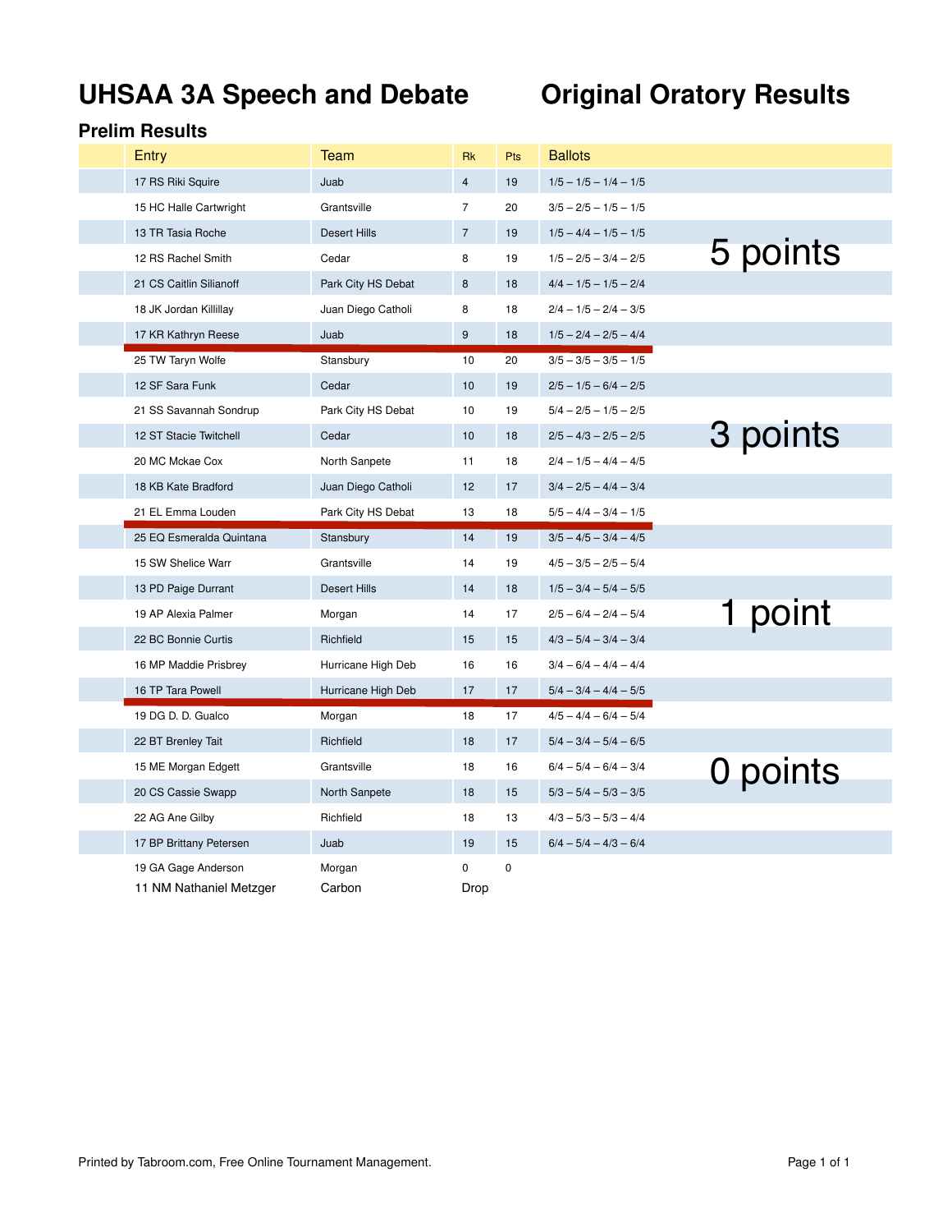# UHSAA 3A Speech and Debate — Original Oratory Results

## Prelim Results

| Entry | Team | Rk | Pts | Ballots |
|---|---|---|---|---|
| 17 RS Riki Squire | Juab | 4 | 19 | 1/5 – 1/5 – 1/4 – 1/5 |
| 15 HC Halle Cartwright | Grantsville | 7 | 20 | 3/5 – 2/5 – 1/5 – 1/5 |
| 13 TR Tasia Roche | Desert Hills | 7 | 19 | 1/5 – 4/4 – 1/5 – 1/5 |
| 12 RS Rachel Smith | Cedar | 8 | 19 | 1/5 – 2/5 – 3/4 – 2/5 |
| 21 CS Caitlin Silianoff | Park City HS Debat | 8 | 18 | 4/4 – 1/5 – 1/5 – 2/4 |
| 18 JK Jordan Killillay | Juan Diego Catholi | 8 | 18 | 2/4 – 1/5 – 2/4 – 3/5 |
| 17 KR Kathryn Reese | Juab | 9 | 18 | 1/5 – 2/4 – 2/5 – 4/4 |
| 25 TW Taryn Wolfe | Stansbury | 10 | 20 | 3/5 – 3/5 – 3/5 – 1/5 |
| 12 SF Sara Funk | Cedar | 10 | 19 | 2/5 – 1/5 – 6/4 – 2/5 |
| 21 SS Savannah Sondrup | Park City HS Debat | 10 | 19 | 5/4 – 2/5 – 1/5 – 2/5 |
| 12 ST Stacie Twitchell | Cedar | 10 | 18 | 2/5 – 4/3 – 2/5 – 2/5 |
| 20 MC Mckae Cox | North Sanpete | 11 | 18 | 2/4 – 1/5 – 4/4 – 4/5 |
| 18 KB Kate Bradford | Juan Diego Catholi | 12 | 17 | 3/4 – 2/5 – 4/4 – 3/4 |
| 21 EL Emma Louden | Park City HS Debat | 13 | 18 | 5/5 – 4/4 – 3/4 – 1/5 |
| 25 EQ Esmeralda Quintana | Stansbury | 14 | 19 | 3/5 – 4/5 – 3/4 – 4/5 |
| 15 SW Shelice Warr | Grantsville | 14 | 19 | 4/5 – 3/5 – 2/5 – 5/4 |
| 13 PD Paige Durrant | Desert Hills | 14 | 18 | 1/5 – 3/4 – 5/4 – 5/5 |
| 19 AP Alexia Palmer | Morgan | 14 | 17 | 2/5 – 6/4 – 2/4 – 5/4 |
| 22 BC Bonnie Curtis | Richfield | 15 | 15 | 4/3 – 5/4 – 3/4 – 3/4 |
| 16 MP Maddie Prisbrey | Hurricane High Deb | 16 | 16 | 3/4 – 6/4 – 4/4 – 4/4 |
| 16 TP Tara Powell | Hurricane High Deb | 17 | 17 | 5/4 – 3/4 – 4/4 – 5/5 |
| 19 DG D. D. Gualco | Morgan | 18 | 17 | 4/5 – 4/4 – 6/4 – 5/4 |
| 22 BT Brenley Tait | Richfield | 18 | 17 | 5/4 – 3/4 – 5/4 – 6/5 |
| 15 ME Morgan Edgett | Grantsville | 18 | 16 | 6/4 – 5/4 – 6/4 – 3/4 |
| 20 CS Cassie Swapp | North Sanpete | 18 | 15 | 5/3 – 5/4 – 5/3 – 3/5 |
| 22 AG Ane Gilby | Richfield | 18 | 13 | 4/3 – 5/3 – 5/3 – 4/4 |
| 17 BP Brittany Petersen | Juab | 19 | 15 | 6/4 – 5/4 – 4/3 – 6/4 |
| 19 GA Gage Anderson | Morgan | 0 | 0 | |
| 11 NM Nathaniel Metzger | Carbon | Drop | | |

5 points (Riki Squire through Kathryn Reese)

3 points (Taryn Wolfe through Emma Louden)

1 point (Esmeralda Quintana through Tara Powell)

0 points (D. D. Gualco through Brittany Petersen)

Printed by Tabroom.com, Free Online Tournament Management.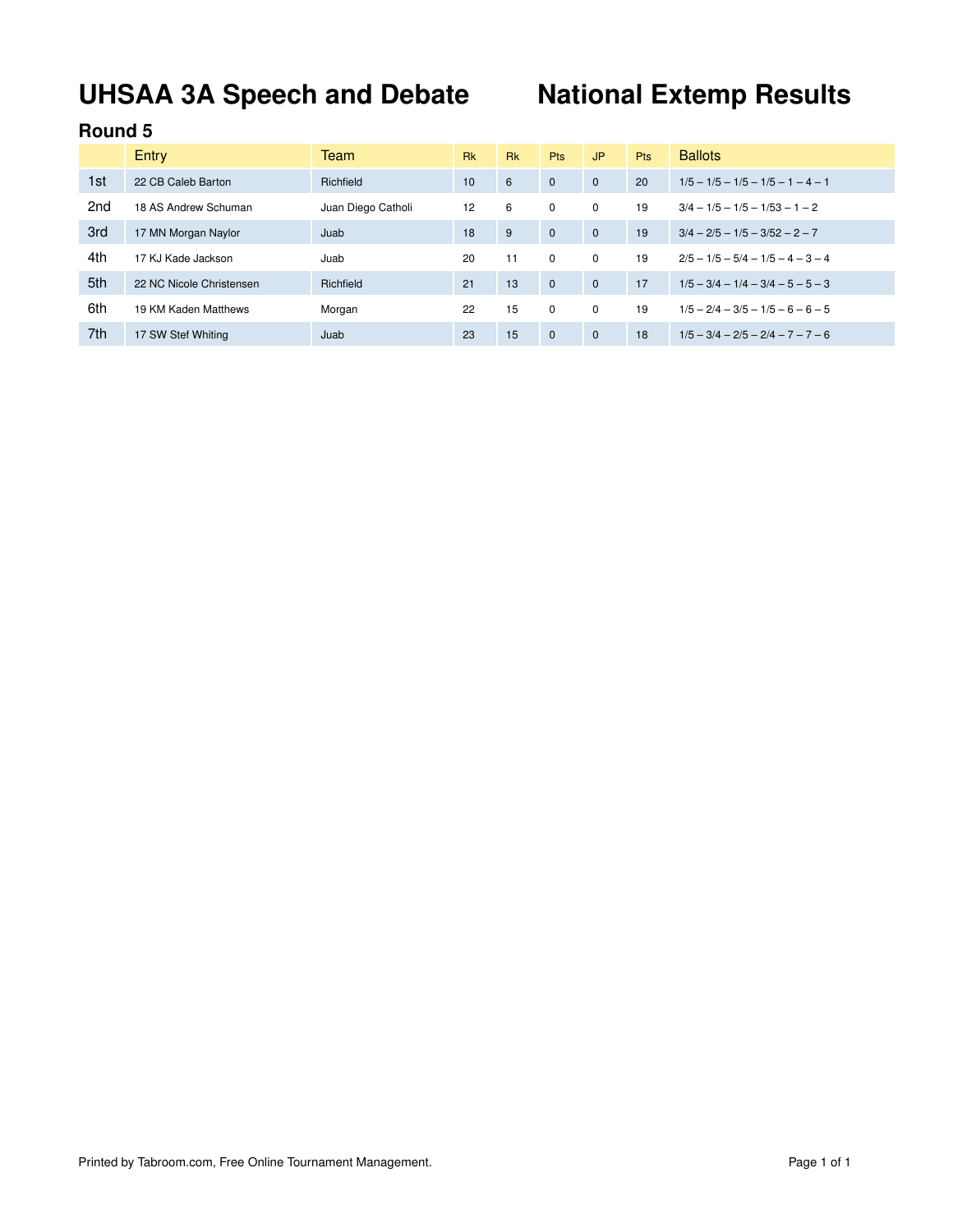# UHSAA 3A Speech and Debate National Extemp Results

## Round 5

| | Entry | Team | Rk | Rk | Pts | JP | Pts | Ballots |
|---|---|---|---|---|---|---|---|---|
| 1st | 22 CB Caleb Barton | Richfield | 10 | 6 | 0 | 0 | 20 | 1/5 – 1/5 – 1/5 – 1/5 – 1 – 4 – 1 |
| 2nd | 18 AS Andrew Schuman | Juan Diego Catholi | 12 | 6 | 0 | 0 | 19 | 3/4 – 1/5 – 1/5 – 1/53 – 1 – 2 |
| 3rd | 17 MN Morgan Naylor | Juab | 18 | 9 | 0 | 0 | 19 | 3/4 – 2/5 – 1/5 – 3/52 – 2 – 7 |
| 4th | 17 KJ Kade Jackson | Juab | 20 | 11 | 0 | 0 | 19 | 2/5 – 1/5 – 5/4 – 1/5 – 4 – 3 – 4 |
| 5th | 22 NC Nicole Christensen | Richfield | 21 | 13 | 0 | 0 | 17 | 1/5 – 3/4 – 1/4 – 3/4 – 5 – 5 – 3 |
| 6th | 19 KM Kaden Matthews | Morgan | 22 | 15 | 0 | 0 | 19 | 1/5 – 2/4 – 3/5 – 1/5 – 6 – 6 – 5 |
| 7th | 17 SW Stef Whiting | Juab | 23 | 15 | 0 | 0 | 18 | 1/5 – 3/4 – 2/5 – 2/4 – 7 – 7 – 6 |

Printed by Tabroom.com, Free Online Tournament Management.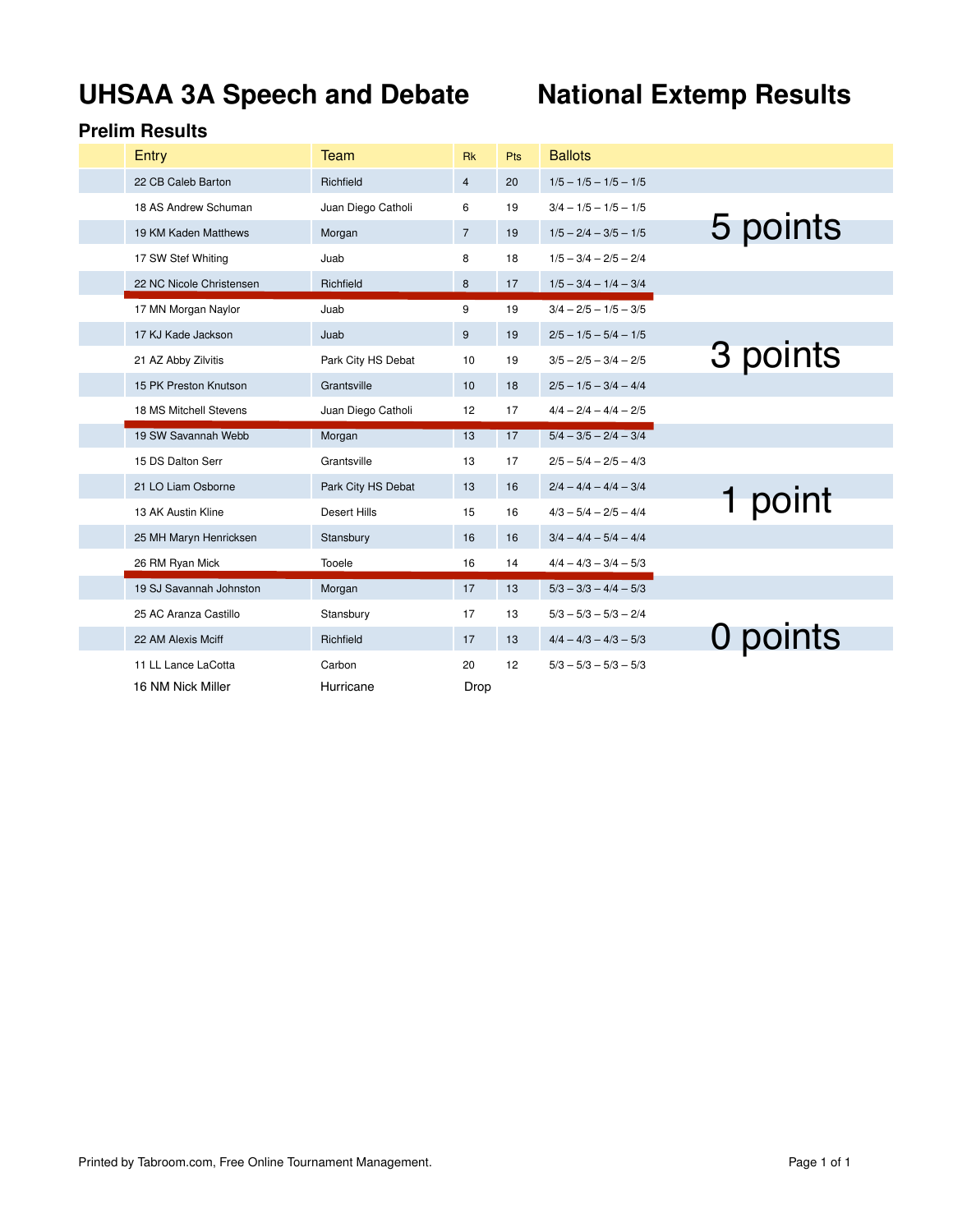# UHSAA 3A Speech and Debate — National Extemp Results

## Prelim Results

| Entry | Team | Rk | Pts | Ballots | |
|---|---|---|---|---|---|
| 22 CB Caleb Barton | Richfield | 4 | 20 | 1/5 – 1/5 – 1/5 – 1/5 | 5 points |
| 18 AS Andrew Schuman | Juan Diego Catholi | 6 | 19 | 3/4 – 1/5 – 1/5 – 1/5 | |
| 19 KM Kaden Matthews | Morgan | 7 | 19 | 1/5 – 2/4 – 3/5 – 1/5 | |
| 17 SW Stef Whiting | Juab | 8 | 18 | 1/5 – 3/4 – 2/5 – 2/4 | |
| 22 NC Nicole Christensen | Richfield | 8 | 17 | 1/5 – 3/4 – 1/4 – 3/4 | |
| 17 MN Morgan Naylor | Juab | 9 | 19 | 3/4 – 2/5 – 1/5 – 3/5 | 3 points |
| 17 KJ Kade Jackson | Juab | 9 | 19 | 2/5 – 1/5 – 5/4 – 1/5 | |
| 21 AZ Abby Zilvitis | Park City HS Debat | 10 | 19 | 3/5 – 2/5 – 3/4 – 2/5 | |
| 15 PK Preston Knutson | Grantsville | 10 | 18 | 2/5 – 1/5 – 3/4 – 4/4 | |
| 18 MS Mitchell Stevens | Juan Diego Catholi | 12 | 17 | 4/4 – 2/4 – 4/4 – 2/5 | |
| 19 SW Savannah Webb | Morgan | 13 | 17 | 5/4 – 3/5 – 2/4 – 3/4 | 1 point |
| 15 DS Dalton Serr | Grantsville | 13 | 17 | 2/5 – 5/4 – 2/5 – 4/3 | |
| 21 LO Liam Osborne | Park City HS Debat | 13 | 16 | 2/4 – 4/4 – 4/4 – 3/4 | |
| 13 AK Austin Kline | Desert Hills | 15 | 16 | 4/3 – 5/4 – 2/5 – 4/4 | |
| 25 MH Maryn Henricksen | Stansbury | 16 | 16 | 3/4 – 4/4 – 5/4 – 4/4 | |
| 26 RM Ryan Mick | Tooele | 16 | 14 | 4/4 – 4/3 – 3/4 – 5/3 | |
| 19 SJ Savannah Johnston | Morgan | 17 | 13 | 5/3 – 3/3 – 4/4 – 5/3 | 0 points |
| 25 AC Aranza Castillo | Stansbury | 17 | 13 | 5/3 – 5/3 – 5/3 – 2/4 | |
| 22 AM Alexis Mciff | Richfield | 17 | 13 | 4/4 – 4/3 – 4/3 – 5/3 | |
| 11 LL Lance LaCotta | Carbon | 20 | 12 | 5/3 – 5/3 – 5/3 – 5/3 | |
| 16 NM Nick Miller | Hurricane | Drop | | | |

Printed by Tabroom.com, Free Online Tournament Management.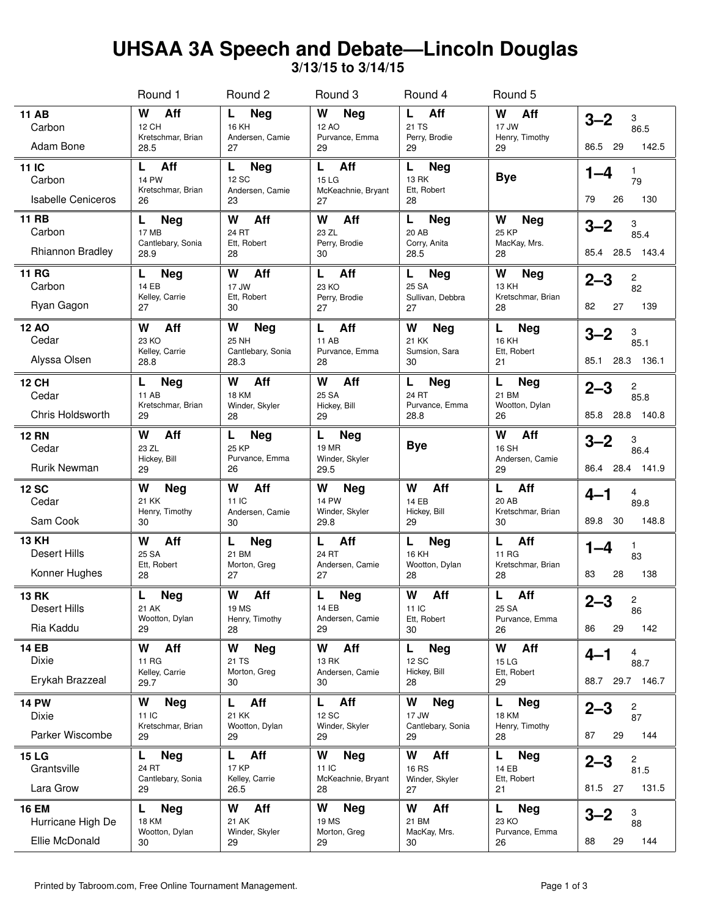# UHSAA 3A Speech and Debate—Lincoln Douglas

### 3/13/15 to 3/14/15

| | Round 1 | Round 2 | Round 3 | Round 4 | Round 5 | |
|---|---|---|---|---|---|---|
| **11 AB** Carbon Adam Bone | **W Aff** 12 CH Kretschmar, Brian 28.5 | **L Neg** 16 KH Andersen, Camie 27 | **W Neg** 12 AO Purvance, Emma 29 | **L Aff** 21 TS Perry, Brodie 29 | **W Aff** 17 JW Henry, Timothy 29 | **3–2** 3 86.5 / 86.5 29 142.5 |
| **11 IC** Carbon Isabelle Ceniceros | **L Aff** 14 PW Kretschmar, Brian 26 | **L Neg** 12 SC Andersen, Camie 23 | **L Aff** 15 LG McKeachnie, Bryant 27 | **L Neg** 13 RK Ett, Robert 28 | **Bye** | **1–4** 1 79 / 79 26 130 |
| **11 RB** Carbon Rhiannon Bradley | **L Neg** 17 MB Cantlebary, Sonia 28.9 | **W Aff** 24 RT Ett, Robert 28 | **W Aff** 23 ZL Perry, Brodie 30 | **L Neg** 20 AB Corry, Anita 28.5 | **W Neg** 25 KP MacKay, Mrs. 28 | **3–2** 3 85.4 / 85.4 28.5 143.4 |
| **11 RG** Carbon Ryan Gagon | **L Neg** 14 EB Kelley, Carrie 27 | **W Aff** 17 JW Ett, Robert 30 | **L Aff** 23 KO Perry, Brodie 27 | **L Neg** 25 SA Sullivan, Debbra 27 | **W Neg** 13 KH Kretschmar, Brian 28 | **2–3** 2 82 / 82 27 139 |
| **12 AO** Cedar Alyssa Olsen | **W Aff** 23 KO Kelley, Carrie 28.8 | **W Neg** 25 NH Cantlebary, Sonia 28.3 | **L Aff** 11 AB Purvance, Emma 28 | **W Neg** 21 KK Sumsion, Sara 30 | **L Neg** 16 KH Ett, Robert 21 | **3–2** 3 85.1 / 85.1 28.3 136.1 |
| **12 CH** Cedar Chris Holdsworth | **L Neg** 11 AB Kretschmar, Brian 29 | **W Aff** 18 KM Winder, Skyler 28 | **W Aff** 25 SA Hickey, Bill 29 | **L Neg** 24 RT Purvance, Emma 28.8 | **L Neg** 21 BM Wootton, Dylan 26 | **2–3** 2 85.8 / 85.8 28.8 140.8 |
| **12 RN** Cedar Rurik Newman | **W Aff** 23 ZL Hickey, Bill 29 | **L Neg** 25 KP Purvance, Emma 26 | **L Neg** 19 MR Winder, Skyler 29.5 | **Bye** | **W Aff** 16 SH Andersen, Camie 29 | **3–2** 3 86.4 / 86.4 28.4 141.9 |
| **12 SC** Cedar Sam Cook | **W Neg** 21 KK Henry, Timothy 30 | **W Aff** 11 IC Andersen, Camie 30 | **W Neg** 14 PW Winder, Skyler 29.8 | **W Aff** 14 EB Hickey, Bill 29 | **L Aff** 20 AB Kretschmar, Brian 30 | **4–1** 4 89.8 / 89.8 30 148.8 |
| **13 KH** Desert Hills Konner Hughes | **W Aff** 25 SA Ett, Robert 28 | **L Neg** 21 BM Morton, Greg 27 | **L Aff** 24 RT Andersen, Camie 27 | **L Neg** 16 KH Wootton, Dylan 28 | **L Aff** 11 RG Kretschmar, Brian 28 | **1–4** 1 83 / 83 28 138 |
| **13 RK** Desert Hills Ria Kaddu | **L Neg** 21 AK Wootton, Dylan 29 | **W Aff** 19 MS Henry, Timothy 28 | **L Neg** 14 EB Andersen, Camie 29 | **W Aff** 11 IC Ett, Robert 30 | **L Aff** 25 SA Purvance, Emma 26 | **2–3** 2 86 / 86 29 142 |
| **14 EB** Dixie Erykah Brazzeal | **W Aff** 11 RG Kelley, Carrie 29.7 | **W Neg** 21 TS Morton, Greg 30 | **W Aff** 13 RK Andersen, Camie 30 | **L Neg** 12 SC Hickey, Bill 28 | **W Aff** 15 LG Ett, Robert 29 | **4–1** 4 88.7 / 88.7 29.7 146.7 |
| **14 PW** Dixie Parker Wiscombe | **W Neg** 11 IC Kretschmar, Brian 29 | **L Aff** 21 KK Wootton, Dylan 29 | **L Aff** 12 SC Winder, Skyler 29 | **W Neg** 17 JW Cantlebary, Sonia 29 | **L Neg** 18 KM Henry, Timothy 28 | **2–3** 2 87 / 87 29 144 |
| **15 LG** Grantsville Lara Grow | **L Neg** 24 RT Cantlebary, Sonia 29 | **L Aff** 17 KP Kelley, Carrie 26.5 | **W Neg** 11 IC McKeachnie, Bryant 28 | **W Aff** 16 RS Winder, Skyler 27 | **L Neg** 14 EB Ett, Robert 21 | **2–3** 2 81.5 / 81.5 27 131.5 |
| **16 EM** Hurricane High De Ellie McDonald | **L Neg** 18 KM Wootton, Dylan 30 | **W Aff** 21 AK Winder, Skyler 29 | **W Neg** 19 MS Morton, Greg 29 | **W Aff** 21 BM MacKay, Mrs. 30 | **L Neg** 23 KO Purvance, Emma 26 | **3–2** 3 88 / 88 29 144 |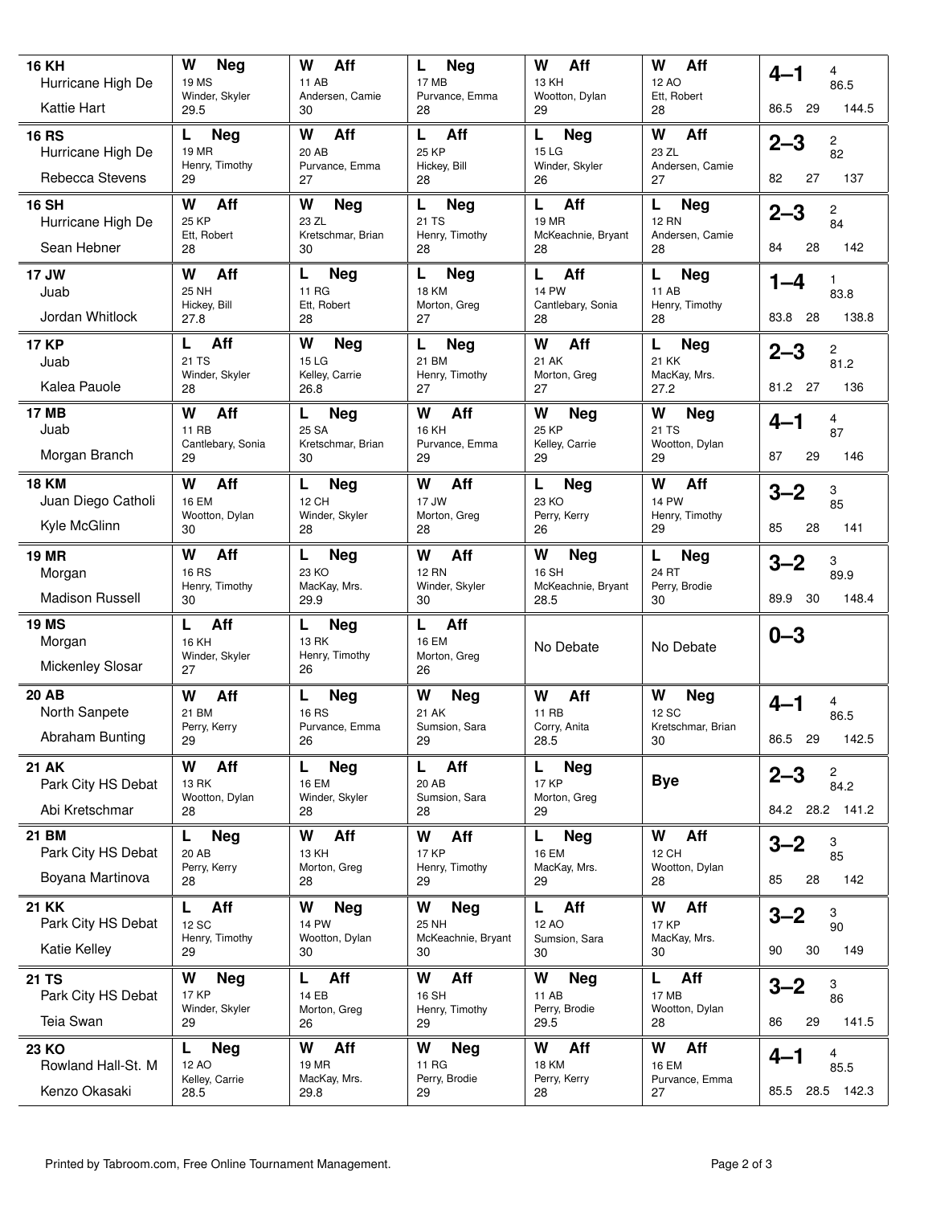| Entry | Round 1 | Round 2 | Round 3 | Round 4 | Round 5 | Record |
|---|---|---|---|---|---|---|
| **16 KH** Hurricane High De Kattie Hart | **W Neg** 19 MS Winder, Skyler 29.5 | **W Aff** 11 AB Andersen, Camie 30 | **L Neg** 17 MB Purvance, Emma 28 | **W Aff** 13 KH Wootton, Dylan 29 | **W Aff** 12 AO Ett, Robert 28 | **4–1** 4 86.5 / 86.5 29 144.5 |
| **16 RS** Hurricane High De Rebecca Stevens | **L Neg** 19 MR Henry, Timothy 29 | **W Aff** 20 AB Purvance, Emma 27 | **L Aff** 25 KP Hickey, Bill 28 | **L Neg** 15 LG Winder, Skyler 26 | **W Aff** 23 ZL Andersen, Camie 27 | **2–3** 2 82 / 82 27 137 |
| **16 SH** Hurricane High De Sean Hebner | **W Aff** 25 KP Ett, Robert 28 | **W Neg** 23 ZL Kretschmar, Brian 30 | **L Neg** 21 TS Henry, Timothy 28 | **L Aff** 19 MR McKeachnie, Bryant 28 | **L Neg** 12 RN Andersen, Camie 28 | **2–3** 2 84 / 84 28 142 |
| **17 JW** Juab Jordan Whitlock | **W Aff** 25 NH Hickey, Bill 27.8 | **L Neg** 11 RG Ett, Robert 28 | **L Neg** 18 KM Morton, Greg 27 | **L Aff** 14 PW Cantlebary, Sonia 28 | **L Neg** 11 AB Henry, Timothy 28 | **1–4** 1 83.8 / 83.8 28 138.8 |
| **17 KP** Juab Kalea Pauole | **L Aff** 21 TS Winder, Skyler 28 | **W Neg** 15 LG Kelley, Carrie 26.8 | **L Neg** 21 BM Henry, Timothy 27 | **W Aff** 21 AK Morton, Greg 27 | **L Neg** 21 KK MacKay, Mrs. 27.2 | **2–3** 2 81.2 / 81.2 27 136 |
| **17 MB** Juab Morgan Branch | **W Aff** 11 RB Cantlebary, Sonia 29 | **L Neg** 25 SA Kretschmar, Brian 30 | **W Aff** 16 KH Purvance, Emma 29 | **W Neg** 25 KP Kelley, Carrie 29 | **W Neg** 21 TS Wootton, Dylan 29 | **4–1** 4 87 / 87 29 146 |
| **18 KM** Juan Diego Catholi Kyle McGlinn | **W Aff** 16 EM Wootton, Dylan 30 | **L Neg** 12 CH Winder, Skyler 28 | **W Aff** 17 JW Morton, Greg 28 | **L Neg** 23 KO Perry, Kerry 26 | **W Aff** 14 PW Henry, Timothy 29 | **3–2** 3 85 / 85 28 141 |
| **19 MR** Morgan Madison Russell | **W Aff** 16 RS Henry, Timothy 30 | **L Neg** 23 KO MacKay, Mrs. 29.9 | **W Aff** 12 RN Winder, Skyler 30 | **W Neg** 16 SH McKeachnie, Bryant 28.5 | **L Neg** 24 RT Perry, Brodie 30 | **3–2** 3 89.9 / 89.9 30 148.4 |
| **19 MS** Morgan Mickenley Slosar | **L Aff** 16 KH Winder, Skyler 27 | **L Neg** 13 RK Henry, Timothy 26 | **L Aff** 16 EM Morton, Greg 26 | No Debate | No Debate | **0–3** |
| **20 AB** North Sanpete Abraham Bunting | **W Aff** 21 BM Perry, Kerry 29 | **L Neg** 16 RS Purvance, Emma 26 | **W Neg** 21 AK Sumsion, Sara 29 | **W Aff** 11 RB Corry, Anita 28.5 | **W Neg** 12 SC Kretschmar, Brian 30 | **4–1** 4 86.5 / 86.5 29 142.5 |
| **21 AK** Park City HS Debat Abi Kretschmar | **W Aff** 13 RK Wootton, Dylan 28 | **L Neg** 16 EM Winder, Skyler 28 | **L Aff** 20 AB Sumsion, Sara 28 | **L Neg** 17 KP Morton, Greg 29 | **Bye** | **2–3** 2 84.2 / 84.2 28.2 141.2 |
| **21 BM** Park City HS Debat Boyana Martinova | **L Neg** 20 AB Perry, Kerry 28 | **W Aff** 13 KH Morton, Greg 28 | **W Aff** 17 KP Henry, Timothy 29 | **L Neg** 16 EM MacKay, Mrs. 29 | **W Aff** 12 CH Wootton, Dylan 28 | **3–2** 3 85 / 85 28 142 |
| **21 KK** Park City HS Debat Katie Kelley | **L Aff** 12 SC Henry, Timothy 29 | **W Neg** 14 PW Wootton, Dylan 30 | **W Neg** 25 NH McKeachnie, Bryant 30 | **L Aff** 12 AO Sumsion, Sara 30 | **W Aff** 17 KP MacKay, Mrs. 30 | **3–2** 3 90 / 90 30 149 |
| **21 TS** Park City HS Debat Teia Swan | **W Neg** 17 KP Winder, Skyler 29 | **L Aff** 14 EB Morton, Greg 26 | **W Aff** 16 SH Henry, Timothy 29 | **W Neg** 11 AB Perry, Brodie 29.5 | **L Aff** 17 MB Wootton, Dylan 28 | **3–2** 3 86 / 86 29 141.5 |
| **23 KO** Rowland Hall-St. M Kenzo Okasaki | **L Neg** 12 AO Kelley, Carrie 28.5 | **W Aff** 19 MR MacKay, Mrs. 29.8 | **W Neg** 11 RG Perry, Brodie 29 | **W Aff** 18 KM Perry, Kerry 28 | **W Aff** 16 EM Purvance, Emma 27 | **4–1** 4 85.5 / 85.5 28.5 142.3 |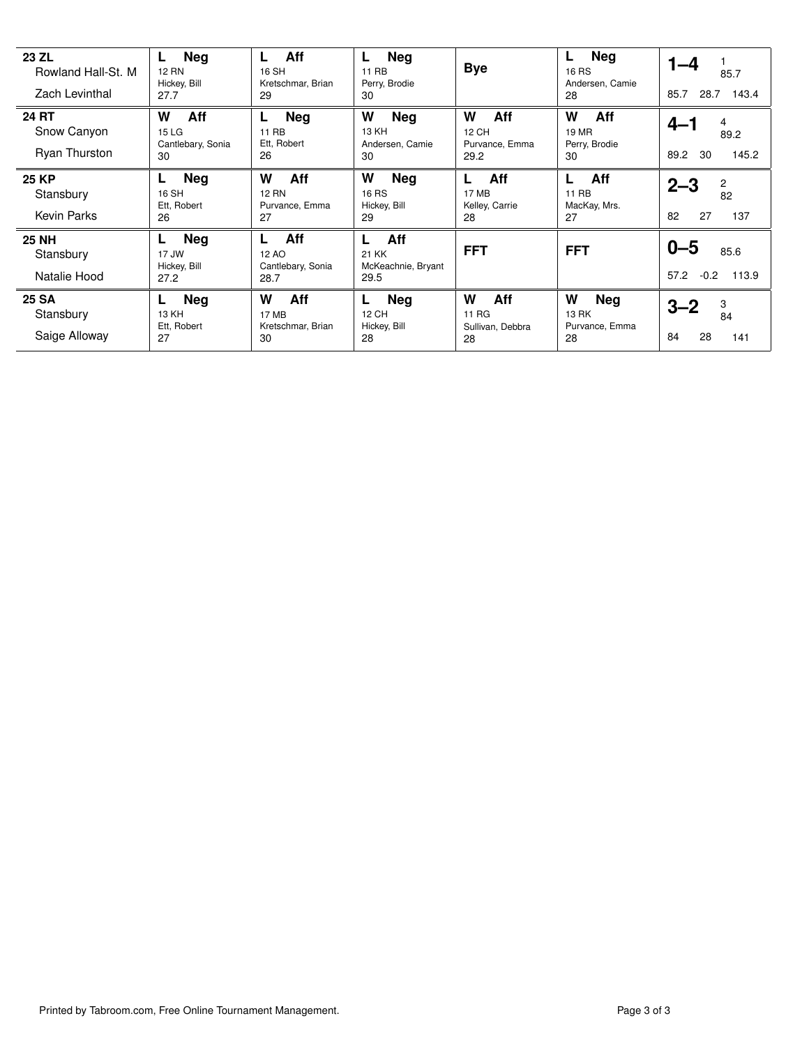| Entry | Round 1 | Round 2 | Round 3 | Round 4 | Round 5 | Results |
|---|---|---|---|---|---|---|
| **23 ZL** Rowland Hall-St. M Zach Levinthal | **L Neg** 12 RN Hickey, Bill 27.7 | **L Aff** 16 SH Kretschmar, Brian 29 | **L Neg** 11 RB Perry, Brodie 30 | **Bye** | **L Neg** 16 RS Andersen, Camie 28 | **1–4** 1 85.7 85.7 28.7 143.4 |
| **24 RT** Snow Canyon Ryan Thurston | **W Aff** 15 LG Cantlebary, Sonia 30 | **L Neg** 11 RB Ett, Robert 26 | **W Neg** 13 KH Andersen, Camie 30 | **W Aff** 12 CH Purvance, Emma 29.2 | **W Aff** 19 MR Perry, Brodie 30 | **4–1** 4 89.2 89.2 30 145.2 |
| **25 KP** Stansbury Kevin Parks | **L Neg** 16 SH Ett, Robert 26 | **W Aff** 12 RN Purvance, Emma 27 | **W Neg** 16 RS Hickey, Bill 29 | **L Aff** 17 MB Kelley, Carrie 28 | **L Aff** 11 RB MacKay, Mrs. 27 | **2–3** 2 82 82 27 137 |
| **25 NH** Stansbury Natalie Hood | **L Neg** 17 JW Hickey, Bill 27.2 | **L Aff** 12 AO Cantlebary, Sonia 28.7 | **L Aff** 21 KK McKeachnie, Bryant 29.5 | **FFT** | **FFT** | **0–5** 85.6 57.2 -0.2 113.9 |
| **25 SA** Stansbury Saige Alloway | **L Neg** 13 KH Ett, Robert 27 | **W Aff** 17 MB Kretschmar, Brian 30 | **L Neg** 12 CH Hickey, Bill 28 | **W Aff** 11 RG Sullivan, Debbra 28 | **W Neg** 13 RK Purvance, Emma 28 | **3–2** 3 84 84 28 141 |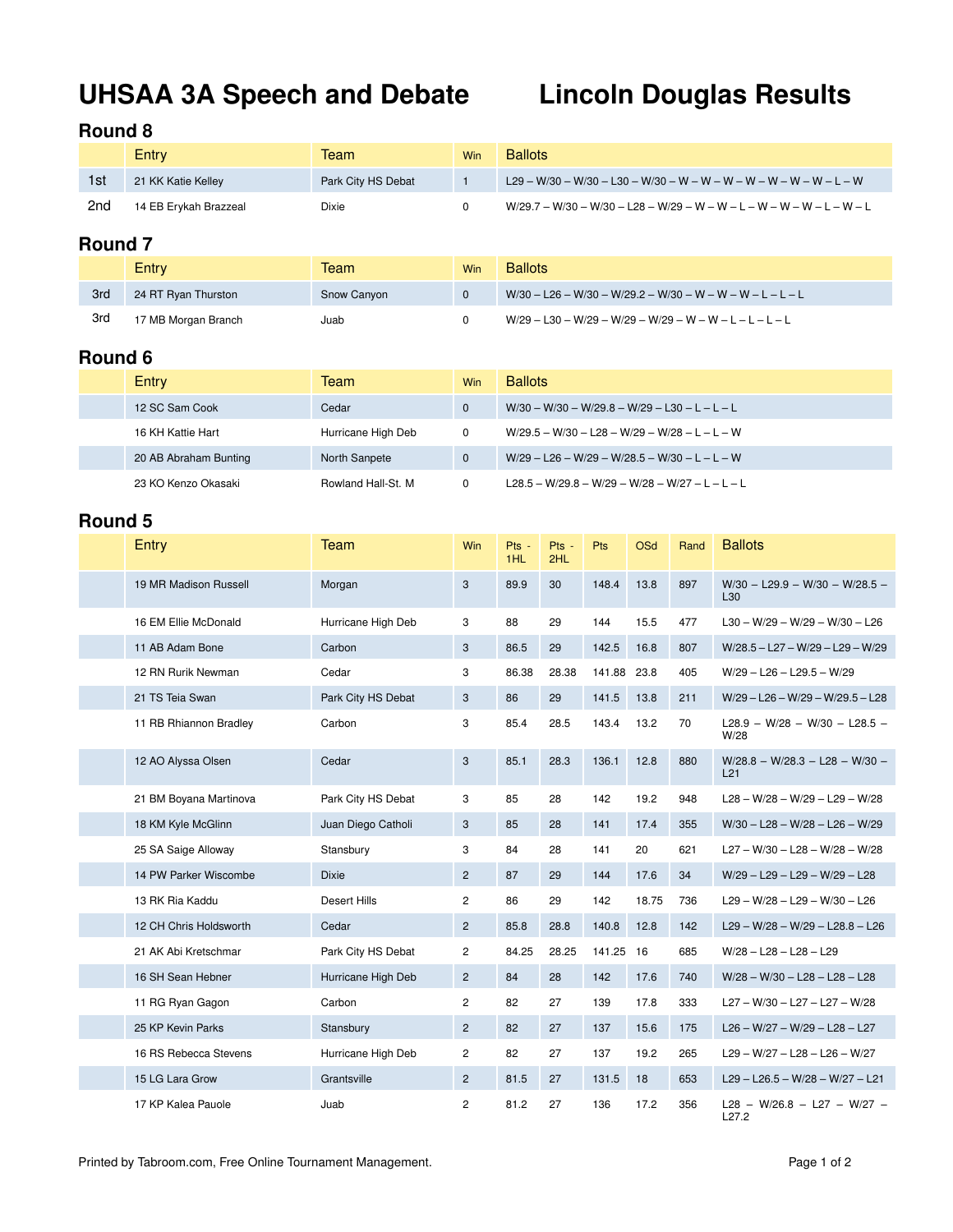# UHSAA 3A Speech and Debate    Lincoln Douglas Results

## Round 8

| | Entry | Team | Win | Ballots |
|---|---|---|---|---|
| 1st | 21 KK Katie Kelley | Park City HS Debat | 1 | L29 – W/30 – W/30 – L30 – W/30 – W – W – W – W – W – W – W – L – W |
| 2nd | 14 EB Erykah Brazzeal | Dixie | 0 | W/29.7 – W/30 – W/30 – L28 – W/29 – W – W – L – W – W – W – L – W – L |

## Round 7

| | Entry | Team | Win | Ballots |
|---|---|---|---|---|
| 3rd | 24 RT Ryan Thurston | Snow Canyon | 0 | W/30 – L26 – W/30 – W/29.2 – W/30 – W – W – W – L – L – L |
| 3rd | 17 MB Morgan Branch | Juab | 0 | W/29 – L30 – W/29 – W/29 – W/29 – W – W – L – L – L – L |

## Round 6

| | Entry | Team | Win | Ballots |
|---|---|---|---|---|
| | 12 SC Sam Cook | Cedar | 0 | W/30 – W/30 – W/29.8 – W/29 – L30 – L – L – L |
| | 16 KH Kattie Hart | Hurricane High Deb | 0 | W/29.5 – W/30 – L28 – W/29 – W/28 – L – L – W |
| | 20 AB Abraham Bunting | North Sanpete | 0 | W/29 – L26 – W/29 – W/28.5 – W/30 – L – L – W |
| | 23 KO Kenzo Okasaki | Rowland Hall-St. M | 0 | L28.5 – W/29.8 – W/29 – W/28 – W/27 – L – L – L |

## Round 5

| | Entry | Team | Win | Pts - 1HL | Pts - 2HL | Pts | OSd | Rand | Ballots |
|---|---|---|---|---|---|---|---|---|---|
| | 19 MR Madison Russell | Morgan | 3 | 89.9 | 30 | 148.4 | 13.8 | 897 | W/30 – L29.9 – W/30 – W/28.5 – L30 |
| | 16 EM Ellie McDonald | Hurricane High Deb | 3 | 88 | 29 | 144 | 15.5 | 477 | L30 – W/29 – W/29 – W/30 – L26 |
| | 11 AB Adam Bone | Carbon | 3 | 86.5 | 29 | 142.5 | 16.8 | 807 | W/28.5 – L27 – W/29 – L29 – W/29 |
| | 12 RN Rurik Newman | Cedar | 3 | 86.38 | 28.38 | 141.88 | 23.8 | 405 | W/29 – L26 – L29.5 – W/29 |
| | 21 TS Teia Swan | Park City HS Debat | 3 | 86 | 29 | 141.5 | 13.8 | 211 | W/29 – L26 – W/29 – W/29.5 – L28 |
| | 11 RB Rhiannon Bradley | Carbon | 3 | 85.4 | 28.5 | 143.4 | 13.2 | 70 | L28.9 – W/28 – W/30 – L28.5 – W/28 |
| | 12 AO Alyssa Olsen | Cedar | 3 | 85.1 | 28.3 | 136.1 | 12.8 | 880 | W/28.8 – W/28.3 – L28 – W/30 – L21 |
| | 21 BM Boyana Martinova | Park City HS Debat | 3 | 85 | 28 | 142 | 19.2 | 948 | L28 – W/28 – W/29 – L29 – W/28 |
| | 18 KM Kyle McGlinn | Juan Diego Catholi | 3 | 85 | 28 | 141 | 17.4 | 355 | W/30 – L28 – W/28 – L26 – W/29 |
| | 25 SA Saige Alloway | Stansbury | 3 | 84 | 28 | 141 | 20 | 621 | L27 – W/30 – L28 – W/28 – W/28 |
| | 14 PW Parker Wiscombe | Dixie | 2 | 87 | 29 | 144 | 17.6 | 34 | W/29 – L29 – L29 – W/29 – L28 |
| | 13 RK Ria Kaddu | Desert Hills | 2 | 86 | 29 | 142 | 18.75 | 736 | L29 – W/28 – L29 – W/30 – L26 |
| | 12 CH Chris Holdsworth | Cedar | 2 | 85.8 | 28.8 | 140.8 | 12.8 | 142 | L29 – W/28 – W/29 – L28.8 – L26 |
| | 21 AK Abi Kretschmar | Park City HS Debat | 2 | 84.25 | 28.25 | 141.25 | 16 | 685 | W/28 – L28 – L28 – L29 |
| | 16 SH Sean Hebner | Hurricane High Deb | 2 | 84 | 28 | 142 | 17.6 | 740 | W/28 – W/30 – L28 – L28 – L28 |
| | 11 RG Ryan Gagon | Carbon | 2 | 82 | 27 | 139 | 17.8 | 333 | L27 – W/30 – L27 – L27 – W/28 |
| | 25 KP Kevin Parks | Stansbury | 2 | 82 | 27 | 137 | 15.6 | 175 | L26 – W/27 – W/29 – L28 – L27 |
| | 16 RS Rebecca Stevens | Hurricane High Deb | 2 | 82 | 27 | 137 | 19.2 | 265 | L29 – W/27 – L28 – L26 – W/27 |
| | 15 LG Lara Grow | Grantsville | 2 | 81.5 | 27 | 131.5 | 18 | 653 | L29 – L26.5 – W/28 – W/27 – L21 |
| | 17 KP Kalea Pauole | Juab | 2 | 81.2 | 27 | 136 | 17.2 | 356 | L28 – W/26.8 – L27 – W/27 – L27.2 |

Printed by Tabroom.com, Free Online Tournament Management.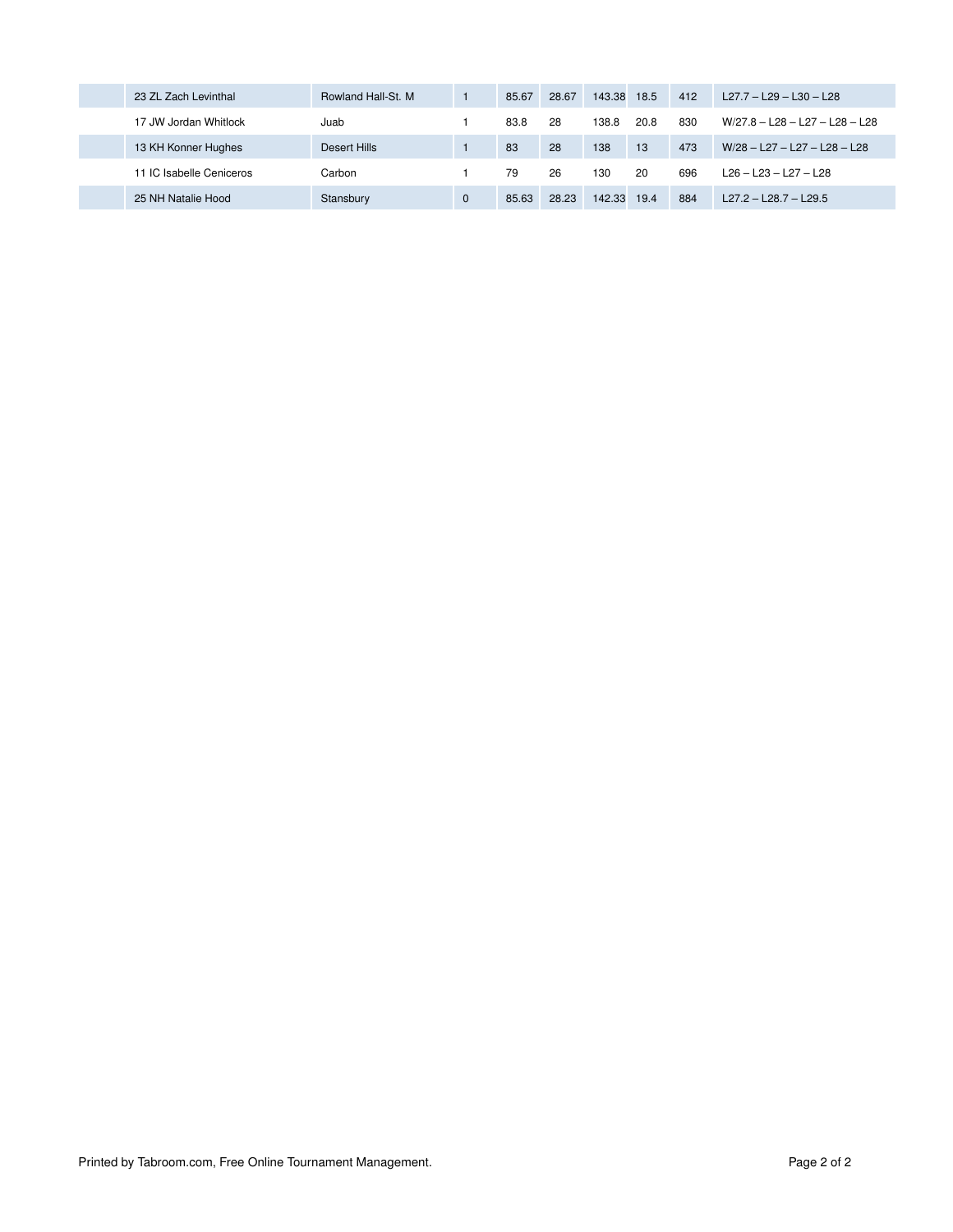| | | | | | | | | | |
|---|---|---|---|---|---|---|---|---|---|
| | 23 ZL Zach Levinthal | Rowland Hall-St. M | 1 | 85.67 | 28.67 | 143.38 | 18.5 | 412 | L27.7 – L29 – L30 – L28 |
| | 17 JW Jordan Whitlock | Juab | 1 | 83.8 | 28 | 138.8 | 20.8 | 830 | W/27.8 – L28 – L27 – L28 – L28 |
| | 13 KH Konner Hughes | Desert Hills | 1 | 83 | 28 | 138 | 13 | 473 | W/28 – L27 – L27 – L28 – L28 |
| | 11 IC Isabelle Ceniceros | Carbon | 1 | 79 | 26 | 130 | 20 | 696 | L26 – L23 – L27 – L28 |
| | 25 NH Natalie Hood | Stansbury | 0 | 85.63 | 28.23 | 142.33 | 19.4 | 884 | L27.2 – L28.7 – L29.5 |

Printed by Tabroom.com, Free Online Tournament Management.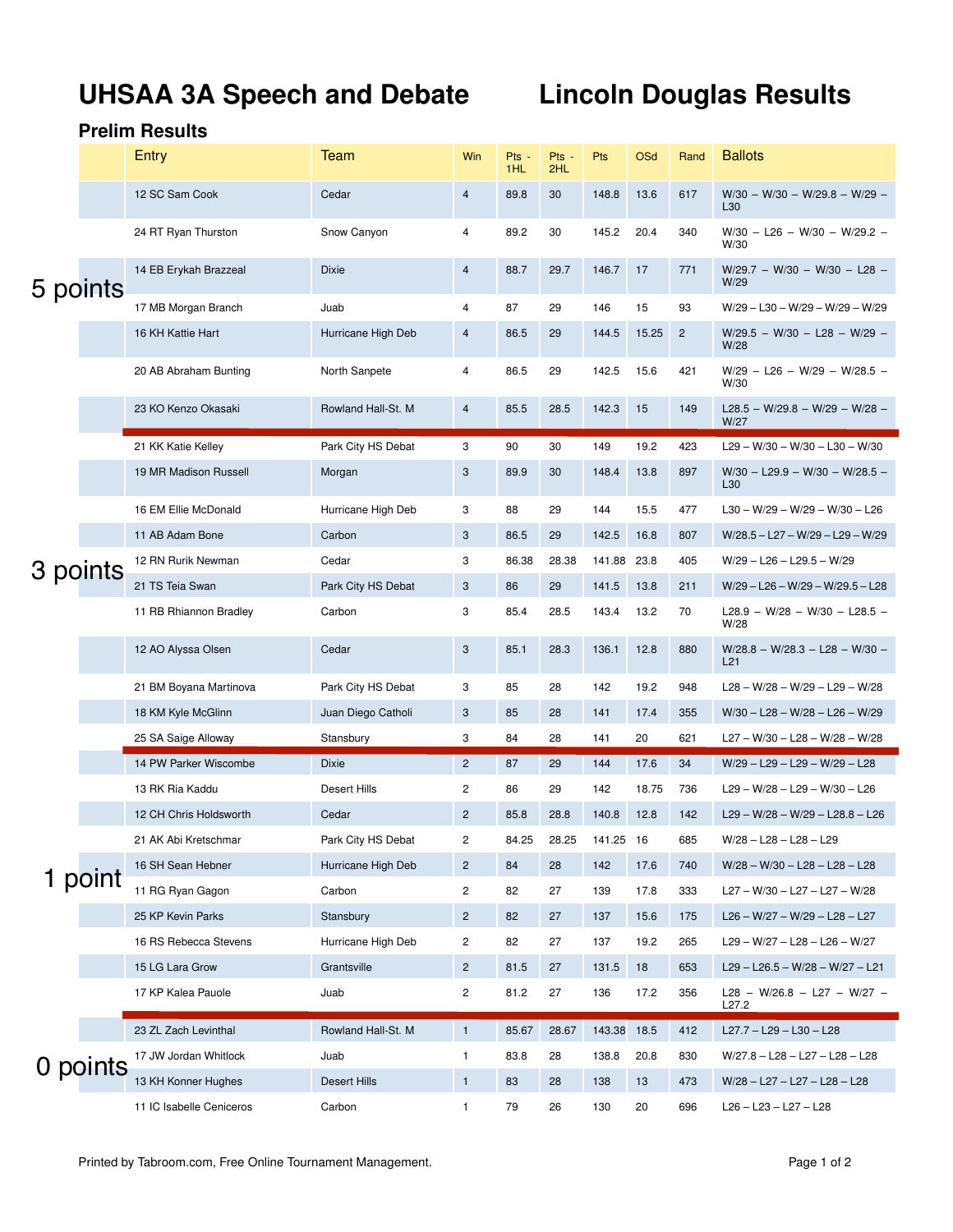# UHSAA 3A Speech and Debate    Lincoln Douglas Results

## Prelim Results

| | Entry | Team | Win | Pts - 1HL | Pts - 2HL | Pts | OSd | Rand | Ballots |
|---|---|---|---|---|---|---|---|---|---|
| 5 points | 12 SC Sam Cook | Cedar | 4 | 89.8 | 30 | 148.8 | 13.6 | 617 | W/30 – W/30 – W/29.8 – W/29 – L30 |
| | 24 RT Ryan Thurston | Snow Canyon | 4 | 89.2 | 30 | 145.2 | 20.4 | 340 | W/30 – L26 – W/30 – W/29.2 – W/30 |
| | 14 EB Erykah Brazzeal | Dixie | 4 | 88.7 | 29.7 | 146.7 | 17 | 771 | W/29.7 – W/30 – W/30 – L28 – W/29 |
| | 17 MB Morgan Branch | Juab | 4 | 87 | 29 | 146 | 15 | 93 | W/29 – L30 – W/29 – W/29 – W/29 |
| | 16 KH Kattie Hart | Hurricane High Deb | 4 | 86.5 | 29 | 144.5 | 15.25 | 2 | W/29.5 – W/30 – L28 – W/29 – W/28 |
| | 20 AB Abraham Bunting | North Sanpete | 4 | 86.5 | 29 | 142.5 | 15.6 | 421 | W/29 – L26 – W/29 – W/28.5 – W/30 |
| | 23 KO Kenzo Okasaki | Rowland Hall-St. M | 4 | 85.5 | 28.5 | 142.3 | 15 | 149 | L28.5 – W/29.8 – W/29 – W/28 – W/27 |
| 3 points | 21 KK Katie Kelley | Park City HS Debat | 3 | 90 | 30 | 149 | 19.2 | 423 | L29 – W/30 – W/30 – L30 – W/30 |
| | 19 MR Madison Russell | Morgan | 3 | 89.9 | 30 | 148.4 | 13.8 | 897 | W/30 – L29.9 – W/30 – W/28.5 – L30 |
| | 16 EM Ellie McDonald | Hurricane High Deb | 3 | 88 | 29 | 144 | 15.5 | 477 | L30 – W/29 – W/29 – W/30 – L26 |
| | 11 AB Adam Bone | Carbon | 3 | 86.5 | 29 | 142.5 | 16.8 | 807 | W/28.5 – L27 – W/29 – L29 – W/29 |
| | 12 RN Rurik Newman | Cedar | 3 | 86.38 | 28.38 | 141.88 | 23.8 | 405 | W/29 – L26 – L29.5 – W/29 |
| | 21 TS Teia Swan | Park City HS Debat | 3 | 86 | 29 | 141.5 | 13.8 | 211 | W/29 – L26 – W/29 – W/29.5 – L28 |
| | 11 RB Rhiannon Bradley | Carbon | 3 | 85.4 | 28.5 | 143.4 | 13.2 | 70 | L28.9 – W/28 – W/30 – L28.5 – W/28 |
| | 12 AO Alyssa Olsen | Cedar | 3 | 85.1 | 28.3 | 136.1 | 12.8 | 880 | W/28.8 – W/28.3 – L28 – W/30 – L21 |
| | 21 BM Boyana Martinova | Park City HS Debat | 3 | 85 | 28 | 142 | 19.2 | 948 | L28 – W/28 – W/29 – L29 – W/28 |
| | 18 KM Kyle McGlinn | Juan Diego Catholi | 3 | 85 | 28 | 141 | 17.4 | 355 | W/30 – L28 – W/28 – L26 – W/29 |
| | 25 SA Saige Alloway | Stansbury | 3 | 84 | 28 | 141 | 20 | 621 | L27 – W/30 – L28 – W/28 – W/28 |
| 1 point | 14 PW Parker Wiscombe | Dixie | 2 | 87 | 29 | 144 | 17.6 | 34 | W/29 – L29 – L29 – W/29 – L28 |
| | 13 RK Ria Kaddu | Desert Hills | 2 | 86 | 29 | 142 | 18.75 | 736 | L29 – W/28 – L29 – W/30 – L26 |
| | 12 CH Chris Holdsworth | Cedar | 2 | 85.8 | 28.8 | 140.8 | 12.8 | 142 | L29 – W/28 – W/29 – L28.8 – L26 |
| | 21 AK Abi Kretschmar | Park City HS Debat | 2 | 84.25 | 28.25 | 141.25 | 16 | 685 | W/28 – L28 – L28 – L29 |
| | 16 SH Sean Hebner | Hurricane High Deb | 2 | 84 | 28 | 142 | 17.6 | 740 | W/28 – W/30 – L28 – L28 – L28 |
| | 11 RG Ryan Gagon | Carbon | 2 | 82 | 27 | 139 | 17.8 | 333 | L27 – W/30 – L27 – L27 – W/28 |
| | 25 KP Kevin Parks | Stansbury | 2 | 82 | 27 | 137 | 15.6 | 175 | L26 – W/27 – W/29 – L28 – L27 |
| | 16 RS Rebecca Stevens | Hurricane High Deb | 2 | 82 | 27 | 137 | 19.2 | 265 | L29 – W/27 – L28 – L26 – W/27 |
| | 15 LG Lara Grow | Grantsville | 2 | 81.5 | 27 | 131.5 | 18 | 653 | L29 – L26.5 – W/28 – W/27 – L21 |
| | 17 KP Kalea Pauole | Juab | 2 | 81.2 | 27 | 136 | 17.2 | 356 | L28 – W/26.8 – L27 – W/27 – L27.2 |
| 0 points | 23 ZL Zach Levinthal | Rowland Hall-St. M | 1 | 85.67 | 28.67 | 143.38 | 18.5 | 412 | L27.7 – L29 – L30 – L28 |
| | 17 JW Jordan Whitlock | Juab | 1 | 83.8 | 28 | 138.8 | 20.8 | 830 | W/27.8 – L28 – L27 – L28 – L28 |
| | 13 KH Konner Hughes | Desert Hills | 1 | 83 | 28 | 138 | 13 | 473 | W/28 – L27 – L27 – L28 – L28 |
| | 11 IC Isabelle Ceniceros | Carbon | 1 | 79 | 26 | 130 | 20 | 696 | L26 – L23 – L27 – L28 |

Printed by Tabroom.com, Free Online Tournament Management.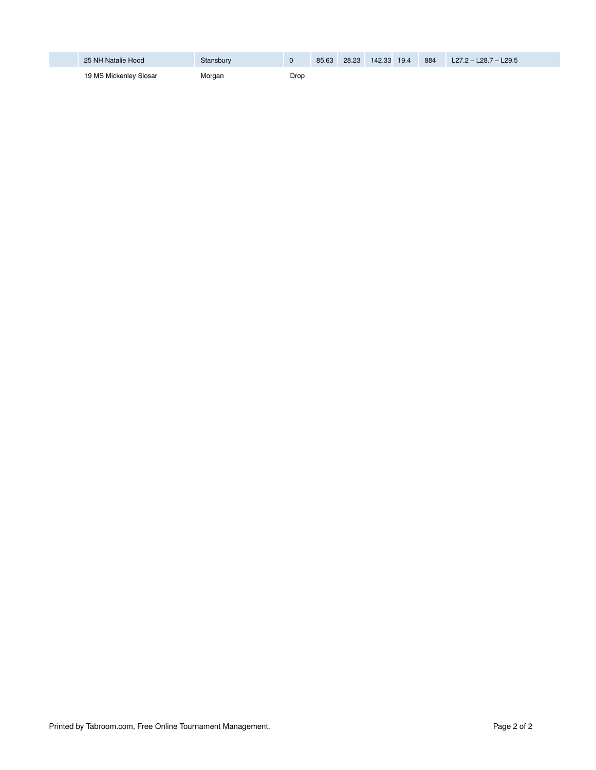| | | | | | | | | | |
|---|---|---|---|---|---|---|---|---|---|
| | 25 NH Natalie Hood | Stansbury | 0 | 85.63 | 28.23 | 142.33 | 19.4 | 884 | L27.2 – L28.7 – L29.5 |
| | 19 MS Mickenley Slosar | Morgan | Drop | | | | | | |

Printed by Tabroom.com, Free Online Tournament Management.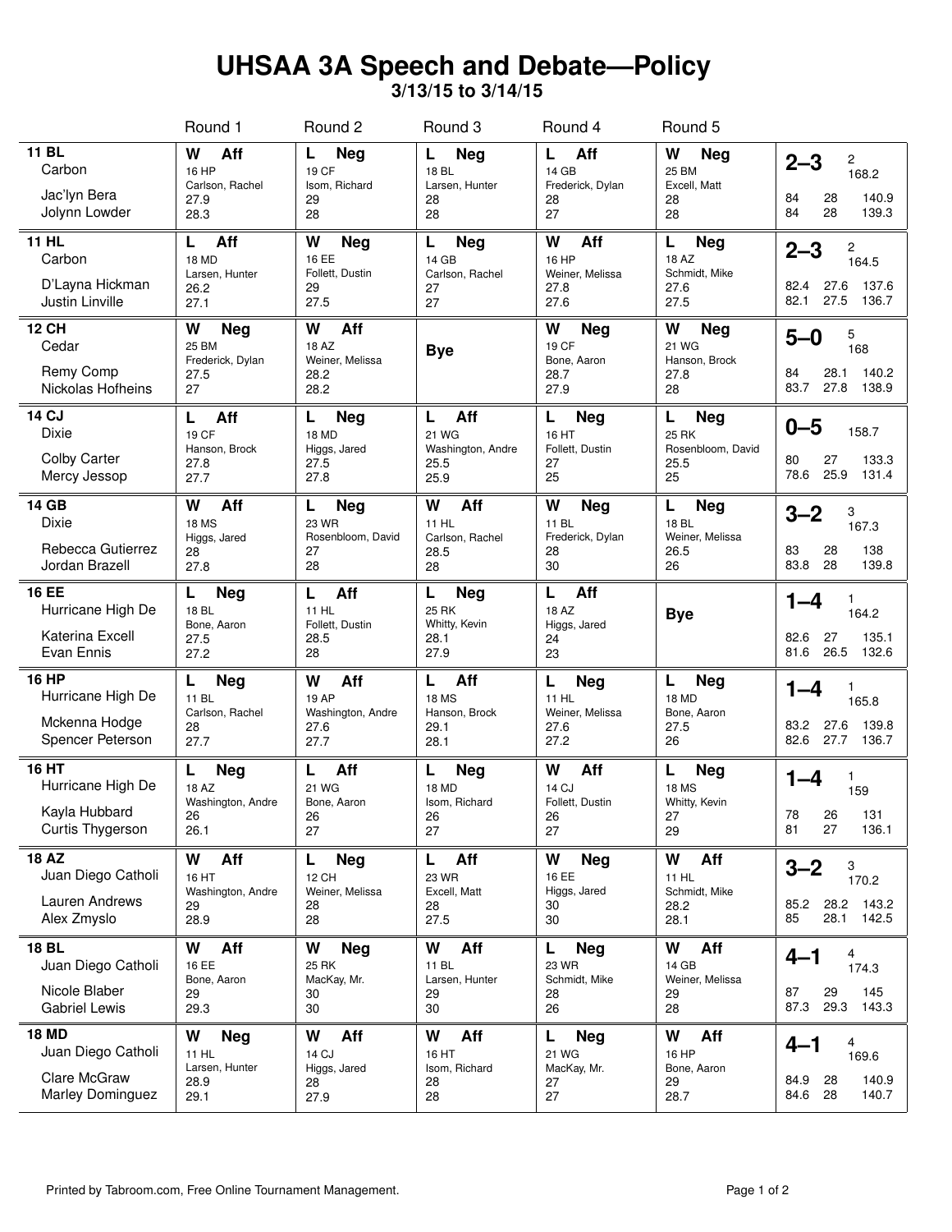# UHSAA 3A Speech and Debate—Policy

**3/13/15 to 3/14/15**

| Team | Round 1 | Round 2 | Round 3 | Round 4 | Round 5 | Results |
|---|---|---|---|---|---|---|
| **11 BL** Carbon<br>Jac'lyn Bera<br>Jolynn Lowder | **W Aff**<br>16 HP<br>Carlson, Rachel<br>27.9<br>28.3 | **L Neg**<br>19 CF<br>Isom, Richard<br>29<br>28 | **L Neg**<br>18 BL<br>Larsen, Hunter<br>28<br>28 | **L Aff**<br>14 GB<br>Frederick, Dylan<br>28<br>27 | **W Neg**<br>25 BM<br>Excell, Matt<br>28<br>28 | **2–3** 2 168.2<br>84 28 140.9<br>84 28 139.3 |
| **11 HL** Carbon<br>D'Layna Hickman<br>Justin Linville | **L Aff**<br>18 MD<br>Larsen, Hunter<br>26.2<br>27.1 | **W Neg**<br>16 EE<br>Follett, Dustin<br>29<br>27.5 | **L Neg**<br>14 GB<br>Carlson, Rachel<br>27<br>27 | **W Aff**<br>16 HP<br>Weiner, Melissa<br>27.8<br>27.6 | **L Neg**<br>18 AZ<br>Schmidt, Mike<br>27.6<br>27.5 | **2–3** 2 164.5<br>82.4 27.6 137.6<br>82.1 27.5 136.7 |
| **12 CH** Cedar<br>Remy Comp<br>Nickolas Hofheins | **W Neg**<br>25 BM<br>Frederick, Dylan<br>27.5<br>27 | **W Aff**<br>18 AZ<br>Weiner, Melissa<br>28.2<br>28.2 | **Bye** | **W Neg**<br>19 CF<br>Bone, Aaron<br>28.7<br>27.9 | **W Neg**<br>21 WG<br>Hanson, Brock<br>27.8<br>28 | **5–0** 5 168<br>84 28.1 140.2<br>83.7 27.8 138.9 |
| **14 CJ** Dixie<br>Colby Carter<br>Mercy Jessop | **L Aff**<br>19 CF<br>Hanson, Brock<br>27.8<br>27.7 | **L Neg**<br>18 MD<br>Higgs, Jared<br>27.5<br>27.8 | **L Aff**<br>21 WG<br>Washington, Andre<br>25.5<br>25.9 | **L Neg**<br>16 HT<br>Follett, Dustin<br>27<br>25 | **L Neg**<br>25 RK<br>Rosenbloom, David<br>25.5<br>25 | **0–5** 158.7<br>80 27 133.3<br>78.6 25.9 131.4 |
| **14 GB** Dixie<br>Rebecca Gutierrez<br>Jordan Brazell | **W Aff**<br>18 MS<br>Higgs, Jared<br>28<br>27.8 | **L Neg**<br>23 WR<br>Rosenbloom, David<br>27<br>28 | **W Aff**<br>11 HL<br>Carlson, Rachel<br>28.5<br>28 | **W Neg**<br>11 BL<br>Frederick, Dylan<br>28<br>30 | **L Neg**<br>18 BL<br>Weiner, Melissa<br>26.5<br>26 | **3–2** 3 167.3<br>83 28 138<br>83.8 28 139.8 |
| **16 EE** Hurricane High De<br>Katerina Excell<br>Evan Ennis | **L Neg**<br>18 BL<br>Bone, Aaron<br>27.5<br>27.2 | **L Aff**<br>11 HL<br>Follett, Dustin<br>28.5<br>28 | **L Neg**<br>25 RK<br>Whitty, Kevin<br>28.1<br>27.9 | **L Aff**<br>18 AZ<br>Higgs, Jared<br>24<br>23 | **Bye** | **1–4** 1 164.2<br>82.6 27 135.1<br>81.6 26.5 132.6 |
| **16 HP** Hurricane High De<br>Mckenna Hodge<br>Spencer Peterson | **L Neg**<br>11 BL<br>Carlson, Rachel<br>28<br>27.7 | **W Aff**<br>19 AP<br>Washington, Andre<br>27.6<br>27.7 | **L Aff**<br>18 MS<br>Hanson, Brock<br>29.1<br>28.1 | **L Neg**<br>11 HL<br>Weiner, Melissa<br>27.6<br>27.2 | **L Neg**<br>18 MD<br>Bone, Aaron<br>27.5<br>26 | **1–4** 1 165.8<br>83.2 27.6 139.8<br>82.6 27.7 136.7 |
| **16 HT** Hurricane High De<br>Kayla Hubbard<br>Curtis Thygerson | **L Neg**<br>18 AZ<br>Washington, Andre<br>26<br>26.1 | **L Aff**<br>21 WG<br>Bone, Aaron<br>26<br>27 | **L Neg**<br>18 MD<br>Isom, Richard<br>26<br>27 | **W Aff**<br>14 CJ<br>Follett, Dustin<br>26<br>27 | **L Neg**<br>18 MS<br>Whitty, Kevin<br>27<br>29 | **1–4** 1 159<br>78 26 131<br>81 27 136.1 |
| **18 AZ** Juan Diego Catholi<br>Lauren Andrews<br>Alex Zmyslo | **W Aff**<br>16 HT<br>Washington, Andre<br>29<br>28.9 | **L Neg**<br>12 CH<br>Weiner, Melissa<br>28<br>28 | **L Aff**<br>23 WR<br>Excell, Matt<br>28<br>27.5 | **W Neg**<br>16 EE<br>Higgs, Jared<br>30<br>30 | **W Aff**<br>11 HL<br>Schmidt, Mike<br>28.2<br>28.1 | **3–2** 3 170.2<br>85.2 28.2 143.2<br>85 28.1 142.5 |
| **18 BL** Juan Diego Catholi<br>Nicole Blaber<br>Gabriel Lewis | **W Aff**<br>16 EE<br>Bone, Aaron<br>29<br>29.3 | **W Neg**<br>25 RK<br>MacKay, Mr.<br>30<br>30 | **W Aff**<br>11 BL<br>Larsen, Hunter<br>29<br>30 | **L Neg**<br>23 WR<br>Schmidt, Mike<br>28<br>26 | **W Aff**<br>14 GB<br>Weiner, Melissa<br>29<br>28 | **4–1** 4 174.3<br>87 29 145<br>87.3 29.3 143.3 |
| **18 MD** Juan Diego Catholi<br>Clare McGraw<br>Marley Dominguez | **W Neg**<br>11 HL<br>Larsen, Hunter<br>28.9<br>29.1 | **W Aff**<br>14 CJ<br>Higgs, Jared<br>28<br>27.9 | **W Aff**<br>16 HT<br>Isom, Richard<br>28<br>28 | **L Neg**<br>21 WG<br>MacKay, Mr.<br>27<br>27 | **W Aff**<br>16 HP<br>Bone, Aaron<br>29<br>28.7 | **4–1** 4 169.6<br>84.9 28 140.9<br>84.6 28 140.7 |

Printed by Tabroom.com, Free Online Tournament Management.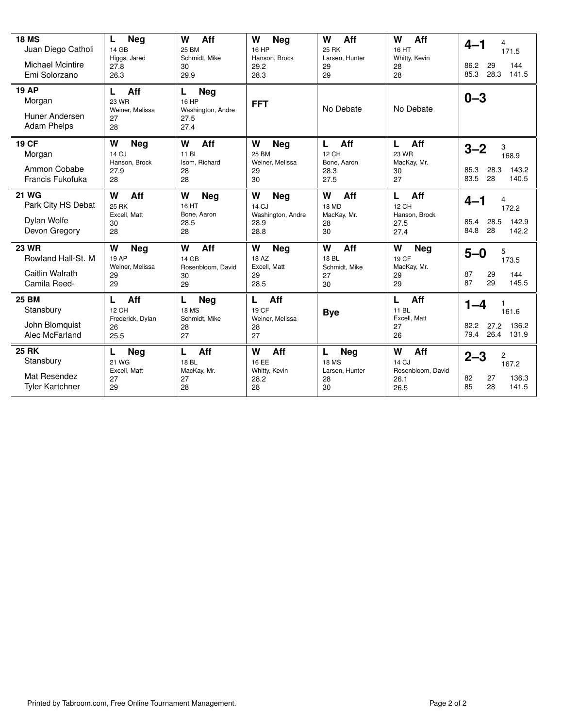| Team | Round 1 | Round 2 | Round 3 | Round 4 | Round 5 | Record |
|---|---|---|---|---|---|---|
| **18 MS**<br>Juan Diego Catholi<br>Michael Mcintire<br>Emi Solorzano | **L Neg**<br>14 GB<br>Higgs, Jared<br>27.8<br>26.3 | **W Aff**<br>25 BM<br>Schmidt, Mike<br>30<br>29.9 | **W Neg**<br>16 HP<br>Hanson, Brock<br>29.2<br>28.3 | **W Aff**<br>25 RK<br>Larsen, Hunter<br>29<br>29 | **W Aff**<br>16 HT<br>Whitty, Kevin<br>28<br>28 | **4–1** 4 171.5<br>86.2 29 144<br>85.3 28.3 141.5 |
| **19 AP**<br>Morgan<br>Huner Andersen<br>Adam Phelps | **L Aff**<br>23 WR<br>Weiner, Melissa<br>27<br>28 | **L Neg**<br>16 HP<br>Washington, Andre<br>27.5<br>27.4 | **FFT** | No Debate | No Debate | **0–3** |
| **19 CF**<br>Morgan<br>Ammon Cobabe<br>Francis Fukofuka | **W Neg**<br>14 CJ<br>Hanson, Brock<br>27.9<br>28 | **W Aff**<br>11 BL<br>Isom, Richard<br>28<br>28 | **W Neg**<br>25 BM<br>Weiner, Melissa<br>29<br>30 | **L Aff**<br>12 CH<br>Bone, Aaron<br>28.3<br>27.5 | **L Aff**<br>23 WR<br>MacKay, Mr.<br>30<br>27 | **3–2** 3 168.9<br>85.3 28.3 143.2<br>83.5 28 140.5 |
| **21 WG**<br>Park City HS Debat<br>Dylan Wolfe<br>Devon Gregory | **W Aff**<br>25 RK<br>Excell, Matt<br>30<br>28 | **W Neg**<br>16 HT<br>Bone, Aaron<br>28.5<br>28 | **W Neg**<br>14 CJ<br>Washington, Andre<br>28.9<br>28.8 | **W Aff**<br>18 MD<br>MacKay, Mr.<br>28<br>30 | **L Aff**<br>12 CH<br>Hanson, Brock<br>27.5<br>27.4 | **4–1** 4 172.2<br>85.4 28.5 142.9<br>84.8 28 142.2 |
| **23 WR**<br>Rowland Hall-St. M<br>Caitlin Walrath<br>Camila Reed- | **W Neg**<br>19 AP<br>Weiner, Melissa<br>29<br>29 | **W Aff**<br>14 GB<br>Rosenbloom, David<br>30<br>29 | **W Neg**<br>18 AZ<br>Excell, Matt<br>29<br>28.5 | **W Aff**<br>18 BL<br>Schmidt, Mike<br>27<br>30 | **W Neg**<br>19 CF<br>MacKay, Mr.<br>29<br>29 | **5–0** 5 173.5<br>87 29 144<br>87 29 145.5 |
| **25 BM**<br>Stansbury<br>John Blomquist<br>Alec McFarland | **L Aff**<br>12 CH<br>Frederick, Dylan<br>26<br>25.5 | **L Neg**<br>18 MS<br>Schmidt, Mike<br>28<br>27 | **L Aff**<br>19 CF<br>Weiner, Melissa<br>28<br>27 | **Bye** | **L Aff**<br>11 BL<br>Excell, Matt<br>27<br>26 | **1–4** 1 161.6<br>82.2 27.2 136.2<br>79.4 26.4 131.9 |
| **25 RK**<br>Stansbury<br>Mat Resendez<br>Tyler Kartchner | **L Neg**<br>21 WG<br>Excell, Matt<br>27<br>29 | **L Aff**<br>18 BL<br>MacKay, Mr.<br>27<br>28 | **W Aff**<br>16 EE<br>Whitty, Kevin<br>28.2<br>28 | **L Neg**<br>18 MS<br>Larsen, Hunter<br>28<br>30 | **W Aff**<br>14 CJ<br>Rosenbloom, David<br>26.1<br>26.5 | **2–3** 2 167.2<br>82 27 136.3<br>85 28 141.5 |

Printed by Tabroom.com, Free Online Tournament Management.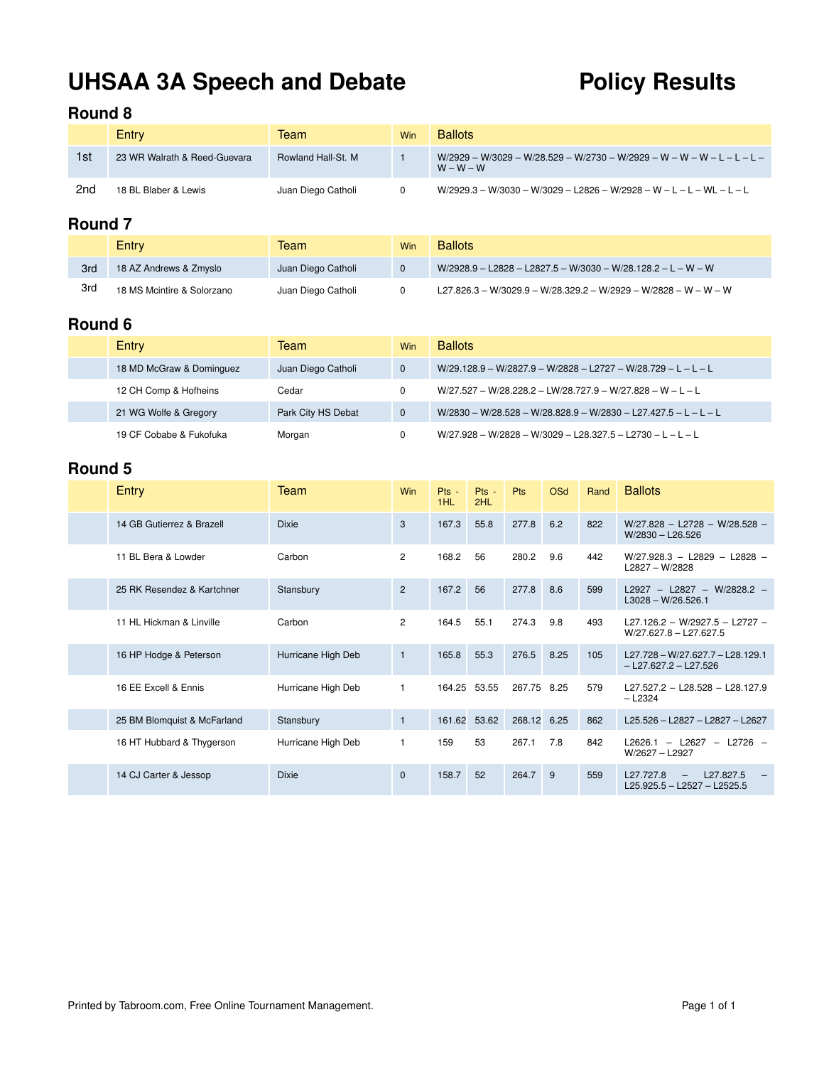# UHSAA 3A Speech and Debate

# Policy Results

## Round 8

| | Entry | Team | Win | Ballots |
|---|---|---|---|---|
| 1st | 23 WR Walrath & Reed-Guevara | Rowland Hall-St. M | 1 | W/2929 – W/3029 – W/28.529 – W/2730 – W/2929 – W – W – W – L – L – L – W – W – W |
| 2nd | 18 BL Blaber & Lewis | Juan Diego Catholi | 0 | W/2929.3 – W/3030 – W/3029 – L2826 – W/2928 – W – L – L – WL – L – L |

## Round 7

| | Entry | Team | Win | Ballots |
|---|---|---|---|---|
| 3rd | 18 AZ Andrews & Zmyslo | Juan Diego Catholi | 0 | W/2928.9 – L2828 – L2827.5 – W/3030 – W/28.128.2 – L – W – W |
| 3rd | 18 MS Mcintire & Solorzano | Juan Diego Catholi | 0 | L27.826.3 – W/3029.9 – W/28.329.2 – W/2929 – W/2828 – W – W – W |

## Round 6

| | Entry | Team | Win | Ballots |
|---|---|---|---|---|
| | 18 MD McGraw & Dominguez | Juan Diego Catholi | 0 | W/29.128.9 – W/2827.9 – W/2828 – L2727 – W/28.729 – L – L – L |
| | 12 CH Comp & Hofheins | Cedar | 0 | W/27.527 – W/28.228.2 – LW/28.727.9 – W/27.828 – W – L – L |
| | 21 WG Wolfe & Gregory | Park City HS Debat | 0 | W/2830 – W/28.528 – W/28.828.9 – W/2830 – L27.427.5 – L – L – L |
| | 19 CF Cobabe & Fukofuka | Morgan | 0 | W/27.928 – W/2828 – W/3029 – L28.327.5 – L2730 – L – L – L |

## Round 5

| | Entry | Team | Win | Pts - 1HL | Pts - 2HL | Pts | OSd | Rand | Ballots |
|---|---|---|---|---|---|---|---|---|---|
| | 14 GB Gutierrez & Brazell | Dixie | 3 | 167.3 | 55.8 | 277.8 | 6.2 | 822 | W/27.828 – L2728 – W/28.528 – W/2830 – L26.526 |
| | 11 BL Bera & Lowder | Carbon | 2 | 168.2 | 56 | 280.2 | 9.6 | 442 | W/27.928.3 – L2829 – L2828 – L2827 – W/2828 |
| | 25 RK Resendez & Kartchner | Stansbury | 2 | 167.2 | 56 | 277.8 | 8.6 | 599 | L2927 – L2827 – W/2828.2 – L3028 – W/26.526.1 |
| | 11 HL Hickman & Linville | Carbon | 2 | 164.5 | 55.1 | 274.3 | 9.8 | 493 | L27.126.2 – W/2927.5 – L2727 – W/27.627.8 – L27.627.5 |
| | 16 HP Hodge & Peterson | Hurricane High Deb | 1 | 165.8 | 55.3 | 276.5 | 8.25 | 105 | L27.728 – W/27.627.7 – L28.129.1 – L27.627.2 – L27.526 |
| | 16 EE Excell & Ennis | Hurricane High Deb | 1 | 164.25 | 53.55 | 267.75 | 8.25 | 579 | L27.527.2 – L28.528 – L28.127.9 – L2324 |
| | 25 BM Blomquist & McFarland | Stansbury | 1 | 161.62 | 53.62 | 268.12 | 6.25 | 862 | L25.526 – L2827 – L2827 – L2627 |
| | 16 HT Hubbard & Thygerson | Hurricane High Deb | 1 | 159 | 53 | 267.1 | 7.8 | 842 | L2626.1 – L2627 – L2726 – W/2627 – L2927 |
| | 14 CJ Carter & Jessop | Dixie | 0 | 158.7 | 52 | 264.7 | 9 | 559 | L27.727.8 – L27.827.5 – L25.925.5 – L2527 – L2525.5 |

Printed by Tabroom.com, Free Online Tournament Management.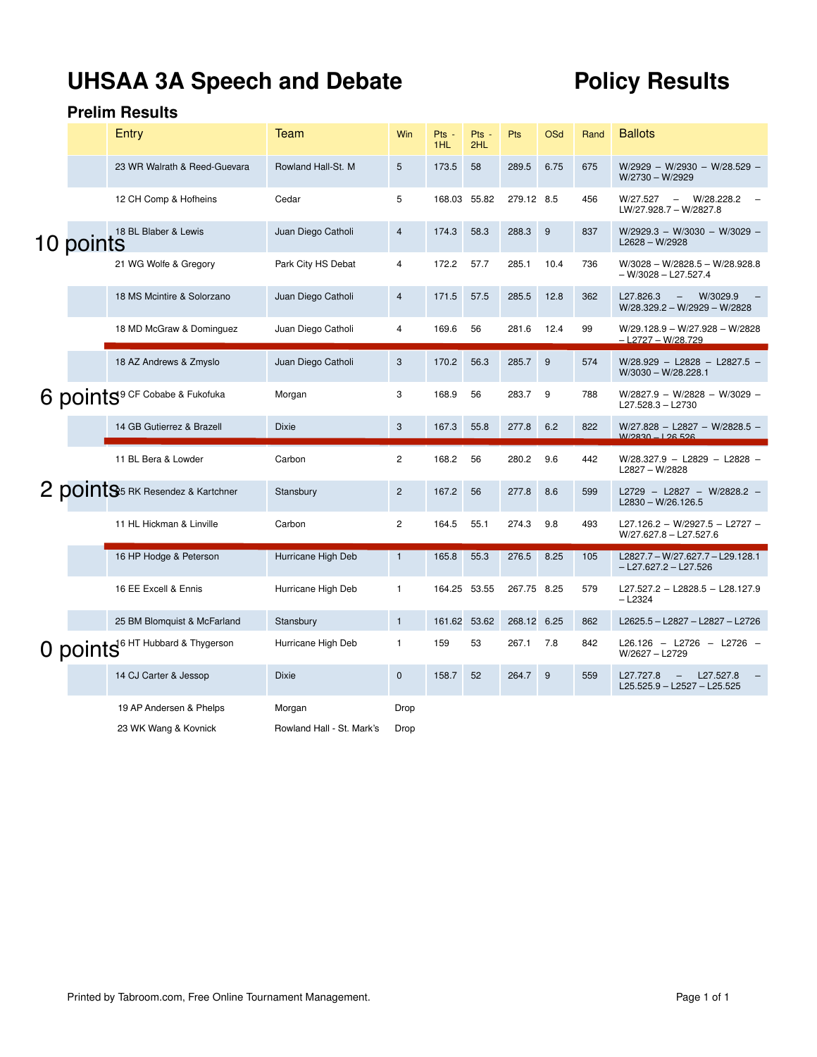# UHSAA 3A Speech and Debate

# Policy Results

## Prelim Results

| | Entry | Team | Win | Pts - 1HL | Pts - 2HL | Pts | OSd | Rand | Ballots |
|---|---|---|---|---|---|---|---|---|---|
| | 23 WR Walrath & Reed-Guevara | Rowland Hall-St. M | 5 | 173.5 | 58 | 289.5 | 6.75 | 675 | W/2929 – W/2930 – W/28.529 – W/2730 – W/2929 |
| | 12 CH Comp & Hofheins | Cedar | 5 | 168.03 | 55.82 | 279.12 | 8.5 | 456 | W/27.527 – W/28.228.2 – LW/27.928.7 – W/2827.8 |
| 10 points | 18 BL Blaber & Lewis | Juan Diego Catholi | 4 | 174.3 | 58.3 | 288.3 | 9 | 837 | W/2929.3 – W/3030 – W/3029 – L2628 – W/2928 |
| | 21 WG Wolfe & Gregory | Park City HS Debat | 4 | 172.2 | 57.7 | 285.1 | 10.4 | 736 | W/3028 – W/2828.5 – W/28.928.8 – W/3028 – L27.527.4 |
| | 18 MS Mcintire & Solorzano | Juan Diego Catholi | 4 | 171.5 | 57.5 | 285.5 | 12.8 | 362 | L27.826.3 – W/3029.9 – W/28.329.2 – W/2929 – W/2828 |
| | 18 MD McGraw & Dominguez | Juan Diego Catholi | 4 | 169.6 | 56 | 281.6 | 12.4 | 99 | W/29.128.9 – W/27.928 – W/2828 – L2727 – W/28.729 |
| | 18 AZ Andrews & Zmyslo | Juan Diego Catholi | 3 | 170.2 | 56.3 | 285.7 | 9 | 574 | W/28.929 – L2828 – L2827.5 – W/3030 – W/28.228.1 |
| 6 points | 19 CF Cobabe & Fukofuka | Morgan | 3 | 168.9 | 56 | 283.7 | 9 | 788 | W/2827.9 – W/2828 – W/3029 – L27.528.3 – L2730 |
| | 14 GB Gutierrez & Brazell | Dixie | 3 | 167.3 | 55.8 | 277.8 | 6.2 | 822 | W/27.828 – L2827 – W/2828.5 – W/2830 – L26.526 |
| | 11 BL Bera & Lowder | Carbon | 2 | 168.2 | 56 | 280.2 | 9.6 | 442 | W/28.327.9 – L2829 – L2828 – L2827 – W/2828 |
| 2 points | 25 RK Resendez & Kartchner | Stansbury | 2 | 167.2 | 56 | 277.8 | 8.6 | 599 | L2729 – L2827 – W/2828.2 – L2830 – W/26.126.5 |
| | 11 HL Hickman & Linville | Carbon | 2 | 164.5 | 55.1 | 274.3 | 9.8 | 493 | L27.126.2 – W/2927.5 – L2727 – W/27.627.8 – L27.527.6 |
| | 16 HP Hodge & Peterson | Hurricane High Deb | 1 | 165.8 | 55.3 | 276.5 | 8.25 | 105 | L2827.7 – W/27.627.7 – L29.128.1 – L27.627.2 – L27.526 |
| | 16 EE Excell & Ennis | Hurricane High Deb | 1 | 164.25 | 53.55 | 267.75 | 8.25 | 579 | L27.527.2 – L2828.5 – L28.127.9 – L2324 |
| | 25 BM Blomquist & McFarland | Stansbury | 1 | 161.62 | 53.62 | 268.12 | 6.25 | 862 | L2625.5 – L2827 – L2827 – L2726 |
| 0 points | 16 HT Hubbard & Thygerson | Hurricane High Deb | 1 | 159 | 53 | 267.1 | 7.8 | 842 | L26.126 – L2726 – L2726 – W/2627 – L2729 |
| | 14 CJ Carter & Jessop | Dixie | 0 | 158.7 | 52 | 264.7 | 9 | 559 | L27.727.8 – L27.527.8 – L25.525.9 – L2527 – L25.525 |
| | 19 AP Andersen & Phelps | Morgan | Drop | | | | | | |
| | 23 WK Wang & Kovnick | Rowland Hall - St. Mark's | Drop | | | | | | |

Printed by Tabroom.com, Free Online Tournament Management.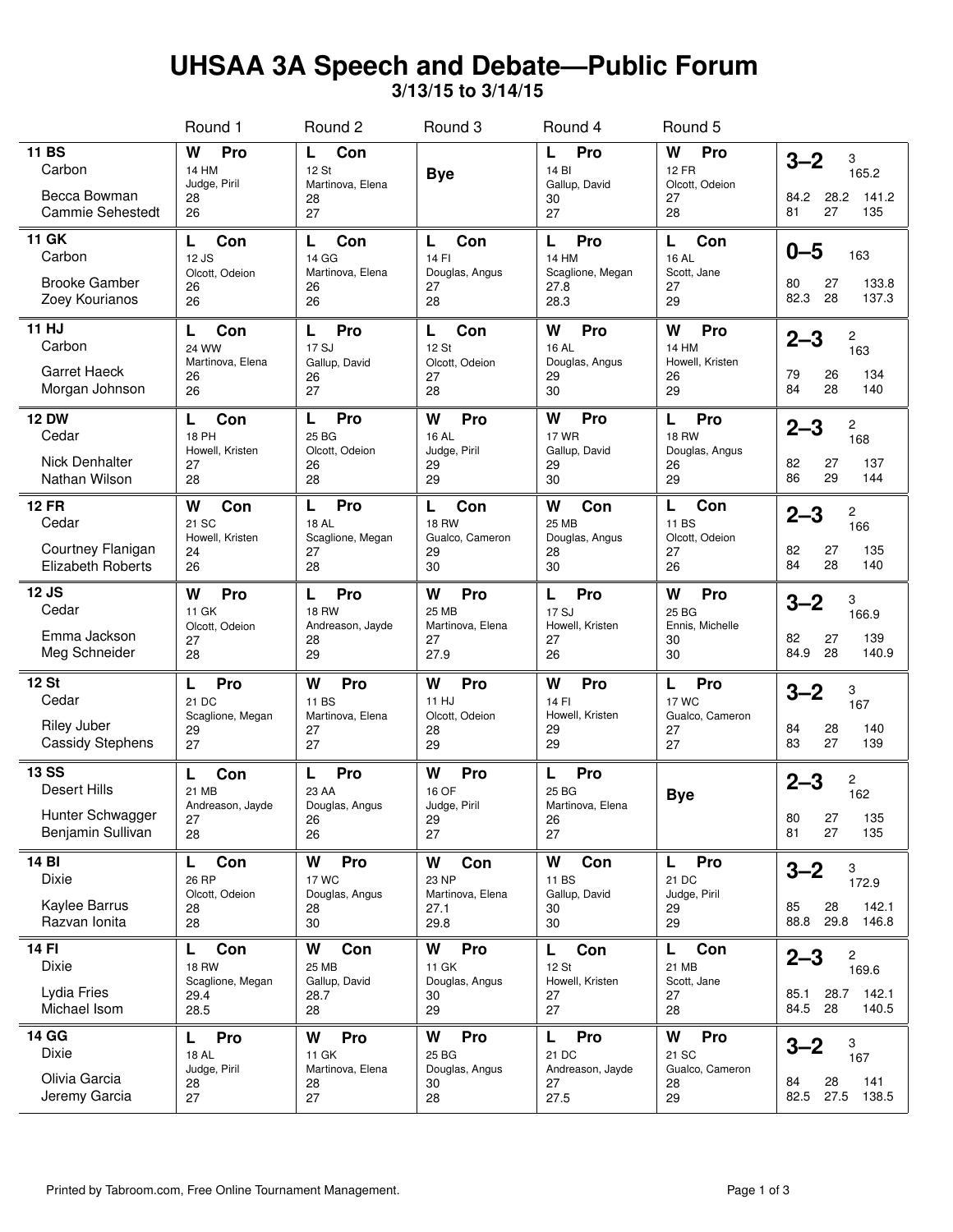# UHSAA 3A Speech and Debate—Public Forum

**3/13/15 to 3/14/15**

| Team | Round 1 | Round 2 | Round 3 | Round 4 | Round 5 | Totals |
|---|---|---|---|---|---|---|
| **11 BS** Carbon<br>Becca Bowman<br>Cammie Sehestedt | **W Pro**<br>14 HM<br>Judge, Piril<br>28<br>26 | **L Con**<br>12 St<br>Martinova, Elena<br>28<br>27 | **Bye** | **L Pro**<br>14 BI<br>Gallup, David<br>30<br>27 | **W Pro**<br>12 FR<br>Olcott, Odeion<br>27<br>28 | **3–2** 3 165.2<br>84.2 28.2 141.2<br>81 27 135 |
| **11 GK** Carbon<br>Brooke Gamber<br>Zoey Kourianos | **L Con**<br>12 JS<br>Olcott, Odeion<br>26<br>26 | **L Con**<br>14 GG<br>Martinova, Elena<br>26<br>26 | **L Con**<br>14 FI<br>Douglas, Angus<br>27<br>28 | **L Pro**<br>14 HM<br>Scaglione, Megan<br>27.8<br>28.3 | **L Con**<br>16 AL<br>Scott, Jane<br>27<br>29 | **0–5** 163<br>80 27 133.8<br>82.3 28 137.3 |
| **11 HJ** Carbon<br>Garret Haeck<br>Morgan Johnson | **L Con**<br>24 WW<br>Martinova, Elena<br>26<br>26 | **L Pro**<br>17 SJ<br>Gallup, David<br>26<br>27 | **L Con**<br>12 St<br>Olcott, Odeion<br>27<br>28 | **W Pro**<br>16 AL<br>Douglas, Angus<br>29<br>30 | **W Pro**<br>14 HM<br>Howell, Kristen<br>26<br>29 | **2–3** 2 163<br>79 26 134<br>84 28 140 |
| **12 DW** Cedar<br>Nick Denhalter<br>Nathan Wilson | **L Con**<br>18 PH<br>Howell, Kristen<br>27<br>28 | **L Pro**<br>25 BG<br>Olcott, Odeion<br>26<br>28 | **W Pro**<br>16 AL<br>Judge, Piril<br>29<br>29 | **W Pro**<br>17 WR<br>Gallup, David<br>29<br>30 | **L Pro**<br>18 RW<br>Douglas, Angus<br>26<br>29 | **2–3** 2 168<br>82 27 137<br>86 29 144 |
| **12 FR** Cedar<br>Courtney Flanigan<br>Elizabeth Roberts | **W Con**<br>21 SC<br>Howell, Kristen<br>24<br>26 | **L Pro**<br>18 AL<br>Scaglione, Megan<br>27<br>28 | **L Con**<br>18 RW<br>Gualco, Cameron<br>29<br>30 | **W Con**<br>25 MB<br>Douglas, Angus<br>28<br>30 | **L Con**<br>11 BS<br>Olcott, Odeion<br>27<br>26 | **2–3** 2 166<br>82 27 135<br>84 28 140 |
| **12 JS** Cedar<br>Emma Jackson<br>Meg Schneider | **W Pro**<br>11 GK<br>Olcott, Odeion<br>27<br>28 | **L Pro**<br>18 RW<br>Andreason, Jayde<br>28<br>29 | **W Pro**<br>25 MB<br>Martinova, Elena<br>27<br>27.9 | **L Pro**<br>17 SJ<br>Howell, Kristen<br>27<br>26 | **W Pro**<br>25 BG<br>Ennis, Michelle<br>30<br>30 | **3–2** 3 166.9<br>82 27 139<br>84.9 28 140.9 |
| **12 St** Cedar<br>Riley Juber<br>Cassidy Stephens | **L Pro**<br>21 DC<br>Scaglione, Megan<br>29<br>27 | **W Pro**<br>11 BS<br>Martinova, Elena<br>27<br>27 | **W Pro**<br>11 HJ<br>Olcott, Odeion<br>28<br>29 | **W Pro**<br>14 FI<br>Howell, Kristen<br>29<br>29 | **L Pro**<br>17 WC<br>Gualco, Cameron<br>27<br>27 | **3–2** 3 167<br>84 28 140<br>83 27 139 |
| **13 SS** Desert Hills<br>Hunter Schwagger<br>Benjamin Sullivan | **L Con**<br>21 MB<br>Andreason, Jayde<br>27<br>28 | **L Pro**<br>23 AA<br>Douglas, Angus<br>26<br>26 | **W Pro**<br>16 OF<br>Judge, Piril<br>29<br>27 | **L Pro**<br>25 BG<br>Martinova, Elena<br>26<br>27 | **Bye** | **2–3** 2 162<br>80 27 135<br>81 27 135 |
| **14 BI** Dixie<br>Kaylee Barrus<br>Razvan Ionita | **L Con**<br>26 RP<br>Olcott, Odeion<br>28<br>28 | **W Pro**<br>17 WC<br>Douglas, Angus<br>28<br>30 | **W Con**<br>23 NP<br>Martinova, Elena<br>27.1<br>29.8 | **W Con**<br>11 BS<br>Gallup, David<br>30<br>30 | **L Pro**<br>21 DC<br>Judge, Piril<br>29<br>29 | **3–2** 3 172.9<br>85 28 142.1<br>88.8 29.8 146.8 |
| **14 FI** Dixie<br>Lydia Fries<br>Michael Isom | **L Con**<br>18 RW<br>Scaglione, Megan<br>29.4<br>28.5 | **W Con**<br>25 MB<br>Gallup, David<br>28.7<br>28 | **W Pro**<br>11 GK<br>Douglas, Angus<br>30<br>29 | **L Con**<br>12 St<br>Howell, Kristen<br>27<br>27 | **L Con**<br>21 MB<br>Scott, Jane<br>27<br>28 | **2–3** 2 169.6<br>85.1 28.7 142.1<br>84.5 28 140.5 |
| **14 GG** Dixie<br>Olivia Garcia<br>Jeremy Garcia | **L Pro**<br>18 AL<br>Judge, Piril<br>28<br>27 | **W Pro**<br>11 GK<br>Martinova, Elena<br>28<br>27 | **W Pro**<br>25 BG<br>Douglas, Angus<br>30<br>28 | **L Pro**<br>21 DC<br>Andreason, Jayde<br>27<br>27.5 | **W Pro**<br>21 SC<br>Gualco, Cameron<br>28<br>29 | **3–2** 3 167<br>84 28 141<br>82.5 27.5 138.5 |

Printed by Tabroom.com, Free Online Tournament Management.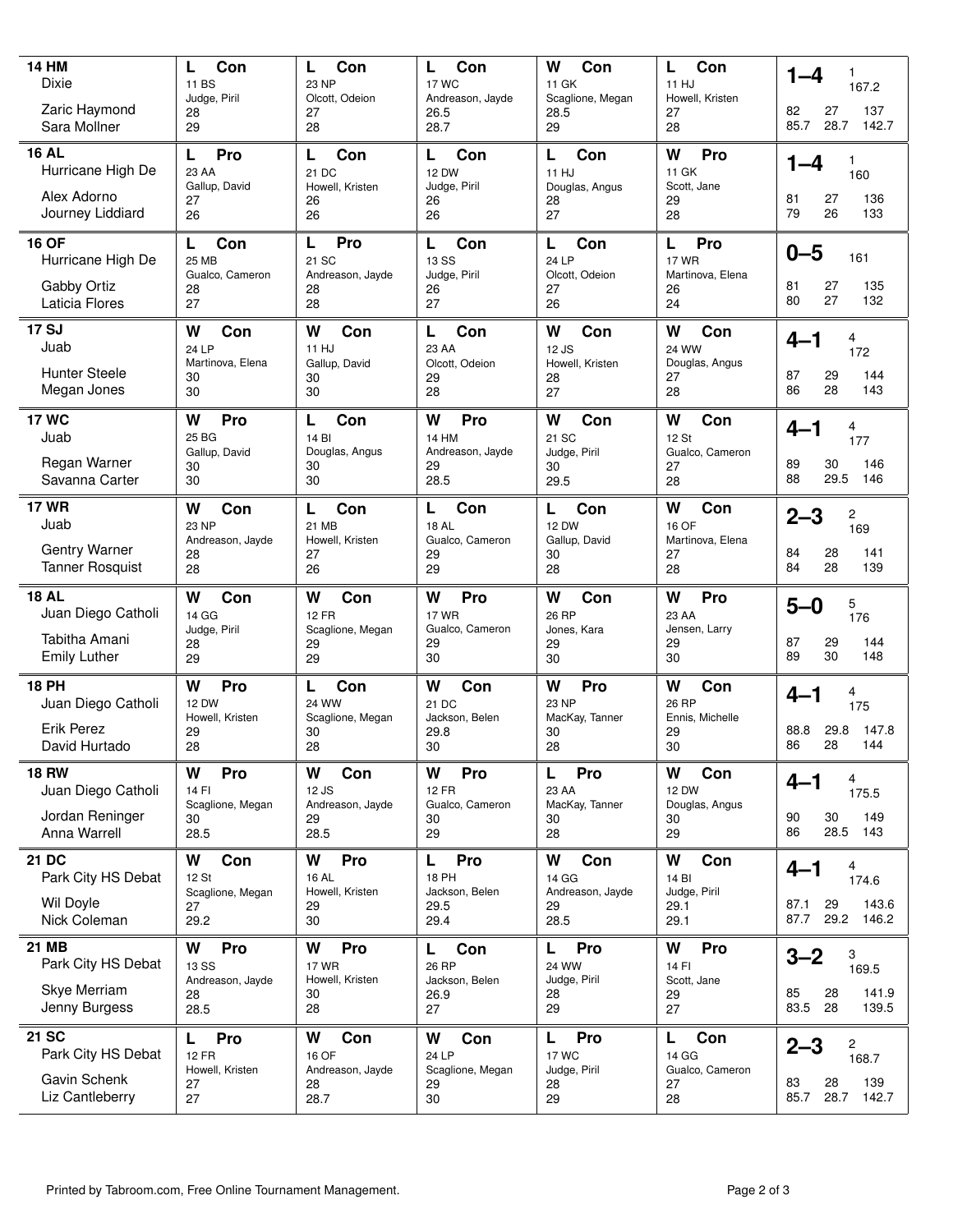| Team | Round 1 | Round 2 | Round 3 | Round 4 | Round 5 | Record |
|---|---|---|---|---|---|---|
| **14 HM** Dixie<br>Zaric Haymond<br>Sara Mollner | **L Con**<br>11 BS<br>Judge, Piril<br>28<br>29 | **L Con**<br>23 NP<br>Olcott, Odeion<br>27<br>28 | **L Con**<br>17 WC<br>Andreason, Jayde<br>26.5<br>28.7 | **W Con**<br>11 GK<br>Scaglione, Megan<br>28.5<br>29 | **L Con**<br>11 HJ<br>Howell, Kristen<br>27<br>28 | **1–4** 1 167.2<br>82 27 137<br>85.7 28.7 142.7 |
| **16 AL** Hurricane High De<br>Alex Adorno<br>Journey Liddiard | **L Pro**<br>23 AA<br>Gallup, David<br>27<br>26 | **L Con**<br>21 DC<br>Howell, Kristen<br>26<br>26 | **L Con**<br>12 DW<br>Judge, Piril<br>26<br>26 | **L Con**<br>11 HJ<br>Douglas, Angus<br>28<br>27 | **W Pro**<br>11 GK<br>Scott, Jane<br>29<br>28 | **1–4** 1 160<br>81 27 136<br>79 26 133 |
| **16 OF** Hurricane High De<br>Gabby Ortiz<br>Laticia Flores | **L Con**<br>25 MB<br>Gualco, Cameron<br>28<br>27 | **L Pro**<br>21 SC<br>Andreason, Jayde<br>28<br>28 | **L Con**<br>13 SS<br>Judge, Piril<br>26<br>27 | **L Con**<br>24 LP<br>Olcott, Odeion<br>27<br>26 | **L Pro**<br>17 WR<br>Martinova, Elena<br>26<br>24 | **0–5** 161<br>81 27 135<br>80 27 132 |
| **17 SJ** Juab<br>Hunter Steele<br>Megan Jones | **W Con**<br>24 LP<br>Martinova, Elena<br>30<br>30 | **W Con**<br>11 HJ<br>Gallup, David<br>30<br>30 | **L Con**<br>23 AA<br>Olcott, Odeion<br>29<br>28 | **W Con**<br>12 JS<br>Howell, Kristen<br>28<br>27 | **W Con**<br>24 WW<br>Douglas, Angus<br>27<br>28 | **4–1** 4 172<br>87 29 144<br>86 28 143 |
| **17 WC** Juab<br>Regan Warner<br>Savanna Carter | **W Pro**<br>25 BG<br>Gallup, David<br>30<br>30 | **L Con**<br>14 BI<br>Douglas, Angus<br>30<br>30 | **W Pro**<br>14 HM<br>Andreason, Jayde<br>29<br>28.5 | **W Con**<br>21 SC<br>Judge, Piril<br>30<br>29.5 | **W Con**<br>12 St<br>Gualco, Cameron<br>27<br>28 | **4–1** 4 177<br>89 30 146<br>88 29.5 146 |
| **17 WR** Juab<br>Gentry Warner<br>Tanner Rosquist | **W Con**<br>23 NP<br>Andreason, Jayde<br>28<br>28 | **L Con**<br>21 MB<br>Howell, Kristen<br>27<br>26 | **L Con**<br>18 AL<br>Gualco, Cameron<br>29<br>29 | **L Con**<br>12 DW<br>Gallup, David<br>30<br>28 | **W Con**<br>16 OF<br>Martinova, Elena<br>27<br>28 | **2–3** 2 169<br>84 28 141<br>84 28 139 |
| **18 AL** Juan Diego Catholi<br>Tabitha Amani<br>Emily Luther | **W Con**<br>14 GG<br>Judge, Piril<br>28<br>29 | **W Con**<br>12 FR<br>Scaglione, Megan<br>29<br>29 | **W Pro**<br>17 WR<br>Gualco, Cameron<br>29<br>30 | **W Con**<br>26 RP<br>Jones, Kara<br>29<br>30 | **W Pro**<br>23 AA<br>Jensen, Larry<br>29<br>30 | **5–0** 5 176<br>87 29 144<br>89 30 148 |
| **18 PH** Juan Diego Catholi<br>Erik Perez<br>David Hurtado | **W Pro**<br>12 DW<br>Howell, Kristen<br>29<br>28 | **L Con**<br>24 WW<br>Scaglione, Megan<br>30<br>28 | **W Con**<br>21 DC<br>Jackson, Belen<br>29.8<br>30 | **W Pro**<br>23 NP<br>MacKay, Tanner<br>30<br>28 | **W Con**<br>26 RP<br>Ennis, Michelle<br>29<br>30 | **4–1** 4 175<br>88.8 29.8 147.8<br>86 28 144 |
| **18 RW** Juan Diego Catholi<br>Jordan Reninger<br>Anna Warrell | **W Pro**<br>14 FI<br>Scaglione, Megan<br>30<br>28.5 | **W Con**<br>12 JS<br>Andreason, Jayde<br>29<br>28.5 | **W Pro**<br>12 FR<br>Gualco, Cameron<br>30<br>29 | **L Pro**<br>23 AA<br>MacKay, Tanner<br>30<br>28 | **W Con**<br>12 DW<br>Douglas, Angus<br>30<br>29 | **4–1** 4 175.5<br>90 30 149<br>86 28.5 143 |
| **21 DC** Park City HS Debat<br>Wil Doyle<br>Nick Coleman | **W Con**<br>12 St<br>Scaglione, Megan<br>27<br>29.2 | **W Pro**<br>16 AL<br>Howell, Kristen<br>29<br>30 | **L Pro**<br>18 PH<br>Jackson, Belen<br>29.5<br>29.4 | **W Con**<br>14 GG<br>Andreason, Jayde<br>29<br>28.5 | **W Con**<br>14 BI<br>Judge, Piril<br>29.1<br>29.1 | **4–1** 4 174.6<br>87.1 29 143.6<br>87.7 29.2 146.2 |
| **21 MB** Park City HS Debat<br>Skye Merriam<br>Jenny Burgess | **W Pro**<br>13 SS<br>Andreason, Jayde<br>28<br>28.5 | **W Pro**<br>17 WR<br>Howell, Kristen<br>30<br>28 | **L Con**<br>26 RP<br>Jackson, Belen<br>26.9<br>27 | **L Pro**<br>24 WW<br>Judge, Piril<br>28<br>29 | **W Pro**<br>14 FI<br>Scott, Jane<br>29<br>27 | **3–2** 3 169.5<br>85 28 141.9<br>83.5 28 139.5 |
| **21 SC** Park City HS Debat<br>Gavin Schenk<br>Liz Cantleberry | **L Pro**<br>12 FR<br>Howell, Kristen<br>27<br>27 | **W Con**<br>16 OF<br>Andreason, Jayde<br>28<br>28.7 | **W Con**<br>24 LP<br>Scaglione, Megan<br>29<br>30 | **L Pro**<br>17 WC<br>Judge, Piril<br>28<br>29 | **L Con**<br>14 GG<br>Gualco, Cameron<br>27<br>28 | **2–3** 2 168.7<br>83 28 139<br>85.7 28.7 142.7 |

Printed by Tabroom.com, Free Online Tournament Management.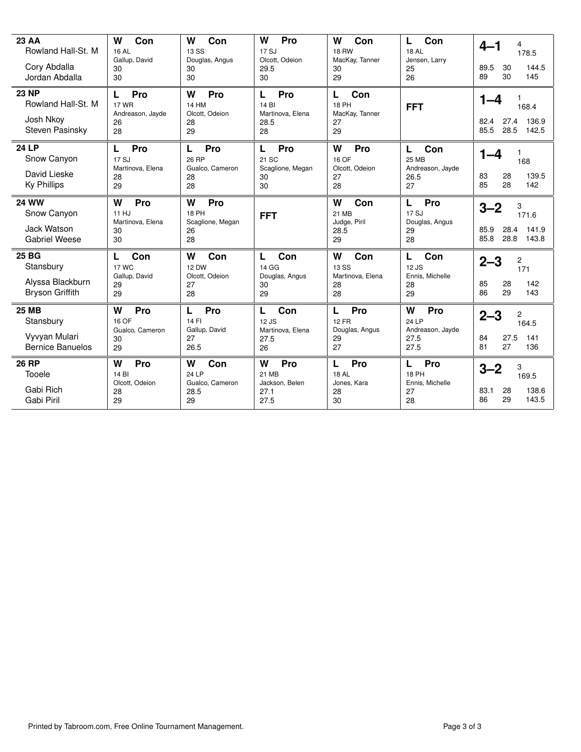| Team | Round 1 | Round 2 | Round 3 | Round 4 | Round 5 | Record |
|---|---|---|---|---|---|---|
| **23 AA** Rowland Hall-St. M<br>Cory Abdalla<br>Jordan Abdalla | **W Con**<br>16 AL<br>Gallup, David<br>30<br>30 | **W Con**<br>13 SS<br>Douglas, Angus<br>30<br>30 | **W Pro**<br>17 SJ<br>Olcott, Odeion<br>29.5<br>30 | **W Con**<br>18 RW<br>MacKay, Tanner<br>30<br>29 | **L Con**<br>18 AL<br>Jensen, Larry<br>25<br>26 | **4–1** 4 178.5<br>89.5 30 144.5<br>89 30 145 |
| **23 NP** Rowland Hall-St. M<br>Josh Nkoy<br>Steven Pasinsky | **L Pro**<br>17 WR<br>Andreason, Jayde<br>26<br>28 | **W Pro**<br>14 HM<br>Olcott, Odeion<br>28<br>29 | **L Pro**<br>14 BI<br>Martinova, Elena<br>28.5<br>28 | **L Con**<br>18 PH<br>MacKay, Tanner<br>27<br>29 | **FFT** | **1–4** 1 168.4<br>82.4 27.4 136.9<br>85.5 28.5 142.5 |
| **24 LP** Snow Canyon<br>David Lieske<br>Ky Phillips | **L Pro**<br>17 SJ<br>Martinova, Elena<br>28<br>29 | **L Pro**<br>26 RP<br>Gualco, Cameron<br>28<br>28 | **L Pro**<br>21 SC<br>Scaglione, Megan<br>30<br>30 | **W Pro**<br>16 OF<br>Olcott, Odeion<br>27<br>28 | **L Con**<br>25 MB<br>Andreason, Jayde<br>26.5<br>27 | **1–4** 1 168<br>83 28 139.5<br>85 28 142 |
| **24 WW** Snow Canyon<br>Jack Watson<br>Gabriel Weese | **W Pro**<br>11 HJ<br>Martinova, Elena<br>30<br>30 | **W Pro**<br>18 PH<br>Scaglione, Megan<br>26<br>28 | **FFT** | **W Con**<br>21 MB<br>Judge, Piril<br>28.5<br>29 | **L Pro**<br>17 SJ<br>Douglas, Angus<br>29<br>28 | **3–2** 3 171.6<br>85.9 28.4 141.9<br>85.8 28.8 143.8 |
| **25 BG** Stansbury<br>Alyssa Blackburn<br>Bryson Griffith | **L Con**<br>17 WC<br>Gallup, David<br>29<br>29 | **W Con**<br>12 DW<br>Olcott, Odeion<br>27<br>28 | **L Con**<br>14 GG<br>Douglas, Angus<br>30<br>29 | **W Con**<br>13 SS<br>Martinova, Elena<br>28<br>28 | **L Con**<br>12 JS<br>Ennis, Michelle<br>28<br>29 | **2–3** 2 171<br>85 28 142<br>86 29 143 |
| **25 MB** Stansbury<br>Vyvyan Mulari<br>Bernice Banuelos | **W Pro**<br>16 OF<br>Gualco, Cameron<br>30<br>29 | **L Pro**<br>14 FI<br>Gallup, David<br>27<br>26.5 | **L Con**<br>12 JS<br>Martinova, Elena<br>27.5<br>26 | **L Pro**<br>12 FR<br>Douglas, Angus<br>29<br>27 | **W Pro**<br>24 LP<br>Andreason, Jayde<br>27.5<br>27.5 | **2–3** 2 164.5<br>84 27.5 141<br>81 27 136 |
| **26 RP** Tooele<br>Gabi Rich<br>Gabi Piril | **W Pro**<br>14 BI<br>Olcott, Odeion<br>28<br>29 | **W Con**<br>24 LP<br>Gualco, Cameron<br>28.5<br>29 | **W Pro**<br>21 MB<br>Jackson, Belen<br>27.1<br>27.5 | **L Pro**<br>18 AL<br>Jones, Kara<br>28<br>30 | **L Pro**<br>18 PH<br>Ennis, Michelle<br>27<br>28 | **3–2** 3 169.5<br>83.1 28 138.6<br>86 29 143.5 |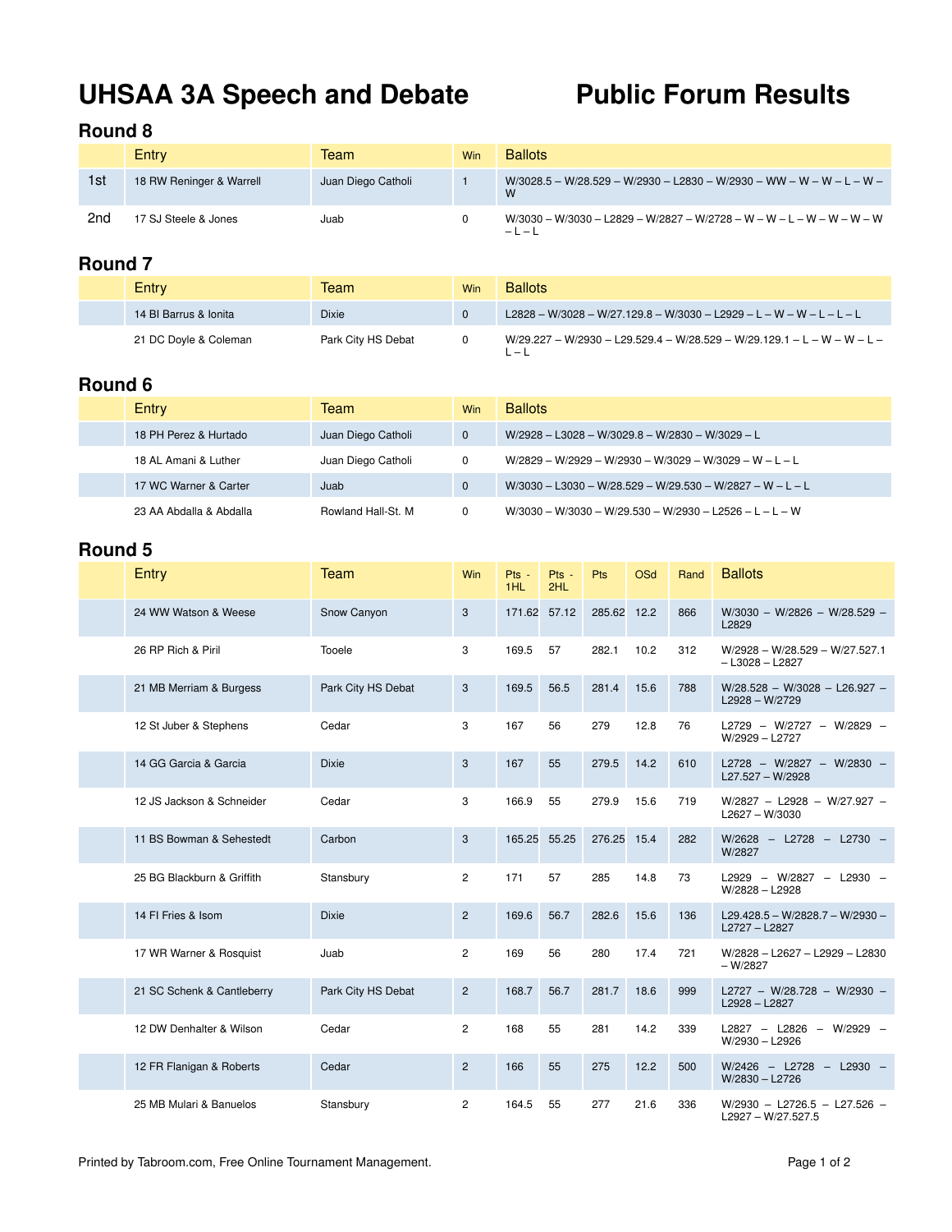# UHSAA 3A Speech and Debate Public Forum Results

## Round 8

| | Entry | Team | Win | Ballots |
|---|---|---|---|---|
| 1st | 18 RW Reninger & Warrell | Juan Diego Catholi | 1 | W/3028.5 – W/28.529 – W/2930 – L2830 – W/2930 – WW – W – W – L – W – W |
| 2nd | 17 SJ Steele & Jones | Juab | 0 | W/3030 – W/3030 – L2829 – W/2827 – W/2728 – W – W – L – W – W – W – W – L – L |

## Round 7

| | Entry | Team | Win | Ballots |
|---|---|---|---|---|
| | 14 BI Barrus & Ionita | Dixie | 0 | L2828 – W/3028 – W/27.129.8 – W/3030 – L2929 – L – W – W – L – L – L |
| | 21 DC Doyle & Coleman | Park City HS Debat | 0 | W/29.227 – W/2930 – L29.529.4 – W/28.529 – W/29.129.1 – L – W – W – L – L – L |

## Round 6

| | Entry | Team | Win | Ballots |
|---|---|---|---|---|
| | 18 PH Perez & Hurtado | Juan Diego Catholi | 0 | W/2928 – L3028 – W/3029.8 – W/2830 – W/3029 – L |
| | 18 AL Amani & Luther | Juan Diego Catholi | 0 | W/2829 – W/2929 – W/2930 – W/3029 – W/3029 – W – L – L |
| | 17 WC Warner & Carter | Juab | 0 | W/3030 – L3030 – W/28.529 – W/29.530 – W/2827 – W – L – L |
| | 23 AA Abdalla & Abdalla | Rowland Hall-St. M | 0 | W/3030 – W/3030 – W/29.530 – W/2930 – L2526 – L – L – W |

## Round 5

| | Entry | Team | Win | Pts - 1HL | Pts - 2HL | Pts | OSd | Rand | Ballots |
|---|---|---|---|---|---|---|---|---|---|
| | 24 WW Watson & Weese | Snow Canyon | 3 | 171.62 | 57.12 | 285.62 | 12.2 | 866 | W/3030 – W/2826 – W/28.529 – L2829 |
| | 26 RP Rich & Piril | Tooele | 3 | 169.5 | 57 | 282.1 | 10.2 | 312 | W/2928 – W/28.529 – W/27.527.1 – L3028 – L2827 |
| | 21 MB Merriam & Burgess | Park City HS Debat | 3 | 169.5 | 56.5 | 281.4 | 15.6 | 788 | W/28.528 – W/3028 – L26.927 – L2928 – W/2729 |
| | 12 St Juber & Stephens | Cedar | 3 | 167 | 56 | 279 | 12.8 | 76 | L2729 – W/2727 – W/2829 – W/2929 – L2727 |
| | 14 GG Garcia & Garcia | Dixie | 3 | 167 | 55 | 279.5 | 14.2 | 610 | L2728 – W/2827 – W/2830 – L27.527 – W/2928 |
| | 12 JS Jackson & Schneider | Cedar | 3 | 166.9 | 55 | 279.9 | 15.6 | 719 | W/2827 – L2928 – W/27.927 – L2627 – W/3030 |
| | 11 BS Bowman & Sehestedt | Carbon | 3 | 165.25 | 55.25 | 276.25 | 15.4 | 282 | W/2628 – L2728 – L2730 – W/2827 |
| | 25 BG Blackburn & Griffith | Stansbury | 2 | 171 | 57 | 285 | 14.8 | 73 | L2929 – W/2827 – L2930 – W/2828 – L2928 |
| | 14 FI Fries & Isom | Dixie | 2 | 169.6 | 56.7 | 282.6 | 15.6 | 136 | L29.428.5 – W/2828.7 – W/2930 – L2727 – L2827 |
| | 17 WR Warner & Rosquist | Juab | 2 | 169 | 56 | 280 | 17.4 | 721 | W/2828 – L2627 – L2929 – L2830 – W/2827 |
| | 21 SC Schenk & Cantleberry | Park City HS Debat | 2 | 168.7 | 56.7 | 281.7 | 18.6 | 999 | L2727 – W/28.728 – W/2930 – L2928 – L2827 |
| | 12 DW Denhalter & Wilson | Cedar | 2 | 168 | 55 | 281 | 14.2 | 339 | L2827 – L2826 – W/2929 – W/2930 – L2926 |
| | 12 FR Flanigan & Roberts | Cedar | 2 | 166 | 55 | 275 | 12.2 | 500 | W/2426 – L2728 – L2930 – W/2830 – L2726 |
| | 25 MB Mulari & Banuelos | Stansbury | 2 | 164.5 | 55 | 277 | 21.6 | 336 | W/2930 – L2726.5 – L27.526 – L2927 – W/27.527.5 |

Printed by Tabroom.com, Free Online Tournament Management.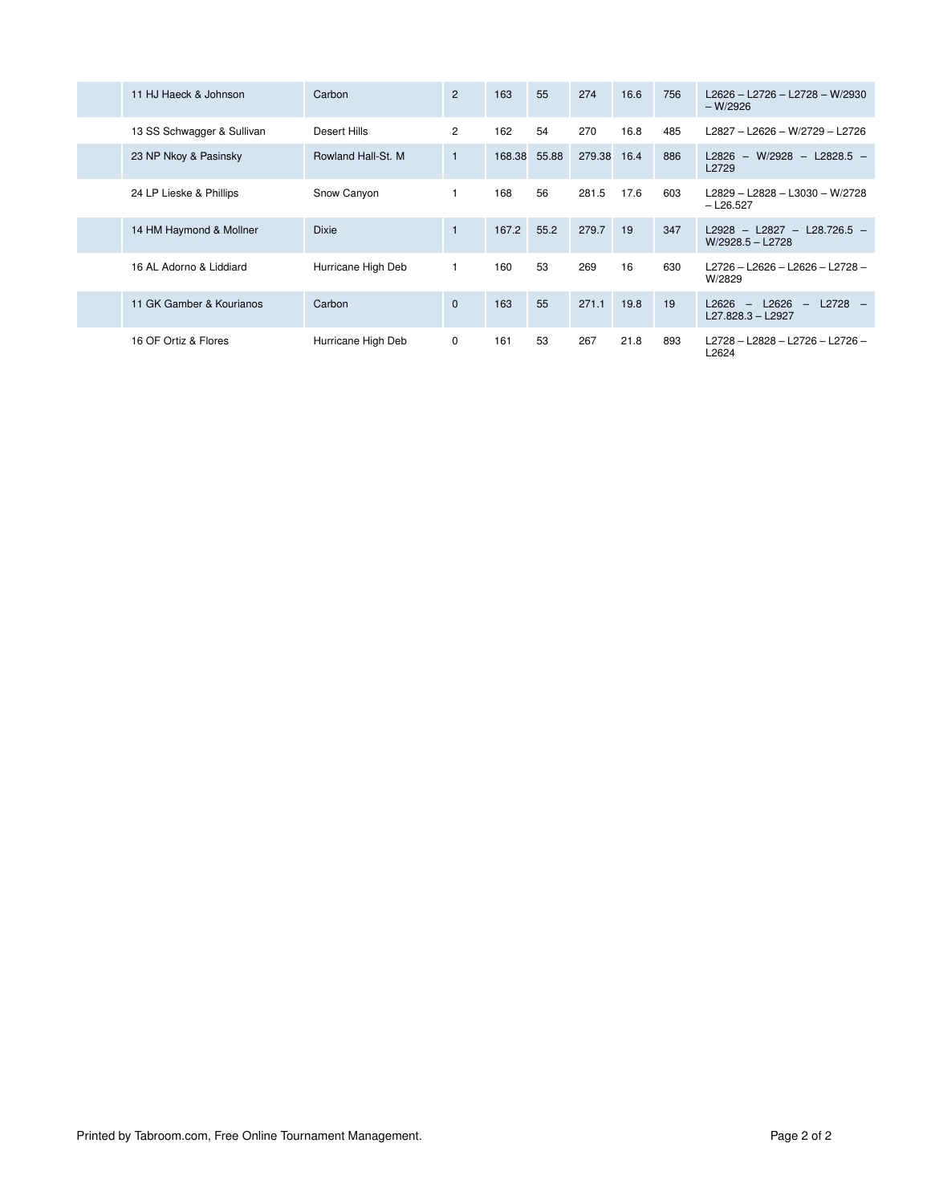| | | | | | | | | | |
|---|---|---|---|---|---|---|---|---|---|
| | 11 HJ Haeck & Johnson | Carbon | 2 | 163 | 55 | 274 | 16.6 | 756 | L2626 – L2726 – L2728 – W/2930 – W/2926 |
| | 13 SS Schwagger & Sullivan | Desert Hills | 2 | 162 | 54 | 270 | 16.8 | 485 | L2827 – L2626 – W/2729 – L2726 |
| | 23 NP Nkoy & Pasinsky | Rowland Hall-St. M | 1 | 168.38 | 55.88 | 279.38 | 16.4 | 886 | L2826 – W/2928 – L2828.5 – L2729 |
| | 24 LP Lieske & Phillips | Snow Canyon | 1 | 168 | 56 | 281.5 | 17.6 | 603 | L2829 – L2828 – L3030 – W/2728 – L26.527 |
| | 14 HM Haymond & Mollner | Dixie | 1 | 167.2 | 55.2 | 279.7 | 19 | 347 | L2928 – L2827 – L28.726.5 – W/2928.5 – L2728 |
| | 16 AL Adorno & Liddiard | Hurricane High Deb | 1 | 160 | 53 | 269 | 16 | 630 | L2726 – L2626 – L2626 – L2728 – W/2829 |
| | 11 GK Gamber & Kourianos | Carbon | 0 | 163 | 55 | 271.1 | 19.8 | 19 | L2626 – L2626 – L2728 – L27.828.3 – L2927 |
| | 16 OF Ortiz & Flores | Hurricane High Deb | 0 | 161 | 53 | 267 | 21.8 | 893 | L2728 – L2828 – L2726 – L2726 – L2624 |

Printed by Tabroom.com, Free Online Tournament Management.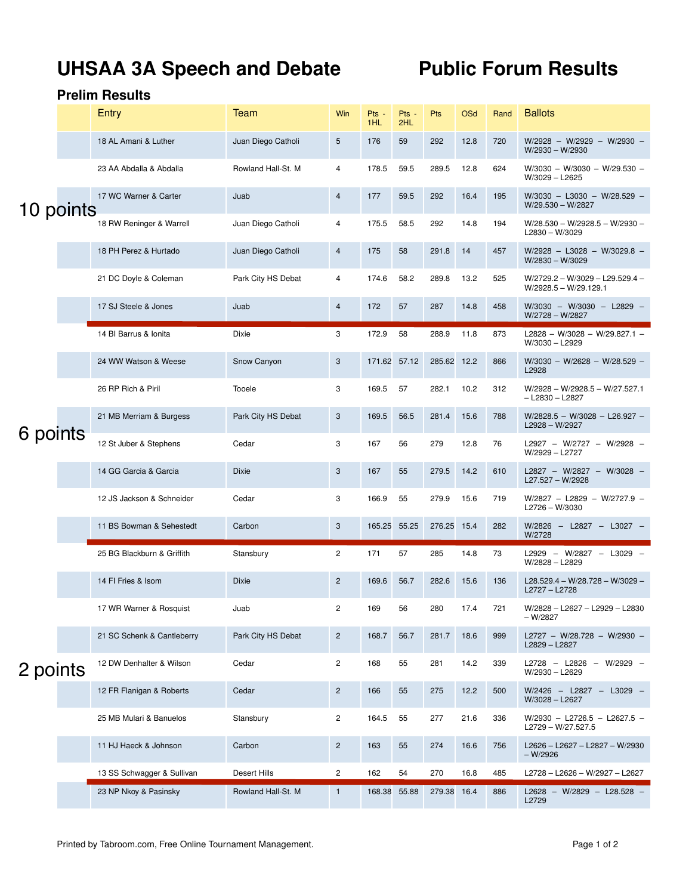# UHSAA 3A Speech and Debate　　　Public Forum Results

## Prelim Results

| | Entry | Team | Win | Pts - 1HL | Pts - 2HL | Pts | OSd | Rand | Ballots |
|---|---|---|---|---|---|---|---|---|---|
| | 18 AL Amani & Luther | Juan Diego Catholi | 5 | 176 | 59 | 292 | 12.8 | 720 | W/2928 – W/2929 – W/2930 – W/2930 – W/2930 |
| | 23 AA Abdalla & Abdalla | Rowland Hall-St. M | 4 | 178.5 | 59.5 | 289.5 | 12.8 | 624 | W/3030 – W/3030 – W/29.530 – W/3029 – L2625 |
| 10 points | 17 WC Warner & Carter | Juab | 4 | 177 | 59.5 | 292 | 16.4 | 195 | W/3030 – L3030 – W/28.529 – W/29.530 – W/2827 |
| | 18 RW Reninger & Warrell | Juan Diego Catholi | 4 | 175.5 | 58.5 | 292 | 14.8 | 194 | W/28.530 – W/2928.5 – W/2930 – L2830 – W/3029 |
| | 18 PH Perez & Hurtado | Juan Diego Catholi | 4 | 175 | 58 | 291.8 | 14 | 457 | W/2928 – L3028 – W/3029.8 – W/2830 – W/3029 |
| | 21 DC Doyle & Coleman | Park City HS Debat | 4 | 174.6 | 58.2 | 289.8 | 13.2 | 525 | W/2729.2 – W/3029 – L29.529.4 – W/2928.5 – W/29.129.1 |
| | 17 SJ Steele & Jones | Juab | 4 | 172 | 57 | 287 | 14.8 | 458 | W/3030 – W/3030 – L2829 – W/2728 – W/2827 |
| | 14 BI Barrus & Ionita | Dixie | 3 | 172.9 | 58 | 288.9 | 11.8 | 873 | L2828 – W/3028 – W/29.827.1 – W/3030 – L2929 |
| | 24 WW Watson & Weese | Snow Canyon | 3 | 171.62 | 57.12 | 285.62 | 12.2 | 866 | W/3030 – W/2628 – W/28.529 – L2928 |
| | 26 RP Rich & Piril | Tooele | 3 | 169.5 | 57 | 282.1 | 10.2 | 312 | W/2928 – W/2928.5 – W/27.527.1 – L2830 – L2827 |
| 6 points | 21 MB Merriam & Burgess | Park City HS Debat | 3 | 169.5 | 56.5 | 281.4 | 15.6 | 788 | W/2828.5 – W/3028 – L26.927 – L2928 – W/2927 |
| | 12 St Juber & Stephens | Cedar | 3 | 167 | 56 | 279 | 12.8 | 76 | L2927 – W/2727 – W/2928 – W/2929 – L2727 |
| | 14 GG Garcia & Garcia | Dixie | 3 | 167 | 55 | 279.5 | 14.2 | 610 | L2827 – W/2827 – W/3028 – L27.527 – W/2928 |
| | 12 JS Jackson & Schneider | Cedar | 3 | 166.9 | 55 | 279.9 | 15.6 | 719 | W/2827 – L2829 – W/2727.9 – L2726 – W/3030 |
| | 11 BS Bowman & Sehestedt | Carbon | 3 | 165.25 | 55.25 | 276.25 | 15.4 | 282 | W/2826 – L2827 – L3027 – W/2728 |
| | 25 BG Blackburn & Griffith | Stansbury | 2 | 171 | 57 | 285 | 14.8 | 73 | L2929 – W/2827 – L3029 – W/2828 – L2829 |
| | 14 FI Fries & Isom | Dixie | 2 | 169.6 | 56.7 | 282.6 | 15.6 | 136 | L28.529.4 – W/28.728 – W/3029 – L2727 – L2728 |
| | 17 WR Warner & Rosquist | Juab | 2 | 169 | 56 | 280 | 17.4 | 721 | W/2828 – L2627 – L2929 – L2830 – W/2827 |
| | 21 SC Schenk & Cantleberry | Park City HS Debat | 2 | 168.7 | 56.7 | 281.7 | 18.6 | 999 | L2727 – W/28.728 – W/2930 – L2829 – L2827 |
| 2 points | 12 DW Denhalter & Wilson | Cedar | 2 | 168 | 55 | 281 | 14.2 | 339 | L2728 – L2826 – W/2929 – W/2930 – L2629 |
| | 12 FR Flanigan & Roberts | Cedar | 2 | 166 | 55 | 275 | 12.2 | 500 | W/2426 – L2827 – L3029 – W/3028 – L2627 |
| | 25 MB Mulari & Banuelos | Stansbury | 2 | 164.5 | 55 | 277 | 21.6 | 336 | W/2930 – L2726.5 – L2627.5 – L2729 – W/27.527.5 |
| | 11 HJ Haeck & Johnson | Carbon | 2 | 163 | 55 | 274 | 16.6 | 756 | L2626 – L2627 – L2827 – W/2930 – W/2926 |
| | 13 SS Schwagger & Sullivan | Desert Hills | 2 | 162 | 54 | 270 | 16.8 | 485 | L2728 – L2626 – W/2927 – L2627 |
| | 23 NP Nkoy & Pasinsky | Rowland Hall-St. M | 1 | 168.38 | 55.88 | 279.38 | 16.4 | 886 | L2628 – W/2829 – L28.528 – L2729 |

Printed by Tabroom.com, Free Online Tournament Management.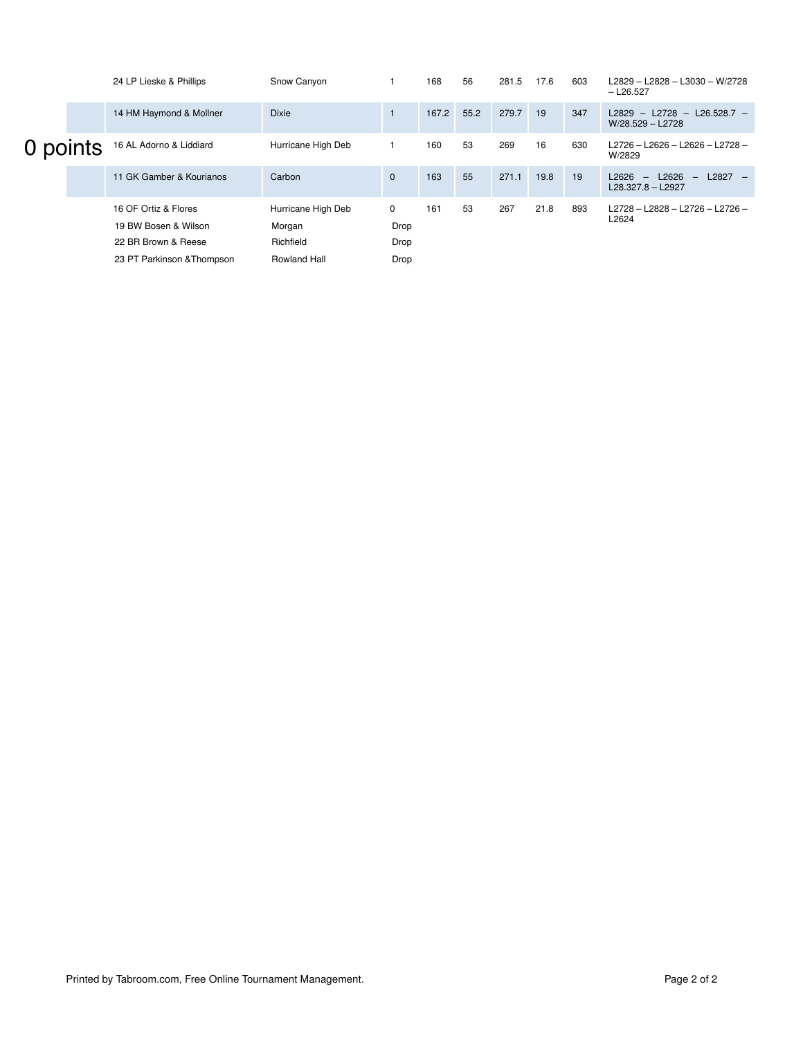| | | | | | | | | | |
|---|---|---|---|---|---|---|---|---|---|
| | 24 LP Lieske & Phillips | Snow Canyon | 1 | 168 | 56 | 281.5 | 17.6 | 603 | L2829 – L2828 – L3030 – W/2728 – L26.527 |
| | 14 HM Haymond & Mollner | Dixie | 1 | 167.2 | 55.2 | 279.7 | 19 | 347 | L2829 – L2728 – L26.528.7 – W/28.529 – L2728 |
| 0 points | 16 AL Adorno & Liddiard | Hurricane High Deb | 1 | 160 | 53 | 269 | 16 | 630 | L2726 – L2626 – L2626 – L2728 – W/2829 |
| | 11 GK Gamber & Kourianos | Carbon | 0 | 163 | 55 | 271.1 | 19.8 | 19 | L2626 – L2626 – L2827 – L28.327.8 – L2927 |
| | 16 OF Ortiz & Flores | Hurricane High Deb | 0 | 161 | 53 | 267 | 21.8 | 893 | L2728 – L2828 – L2726 – L2726 – L2624 |
| | 19 BW Bosen & Wilson | Morgan | Drop | | | | | | |
| | 22 BR Brown & Reese | Richfield | Drop | | | | | | |
| | 23 PT Parkinson &Thompson | Rowland Hall | Drop | | | | | | |

Printed by Tabroom.com, Free Online Tournament Management.